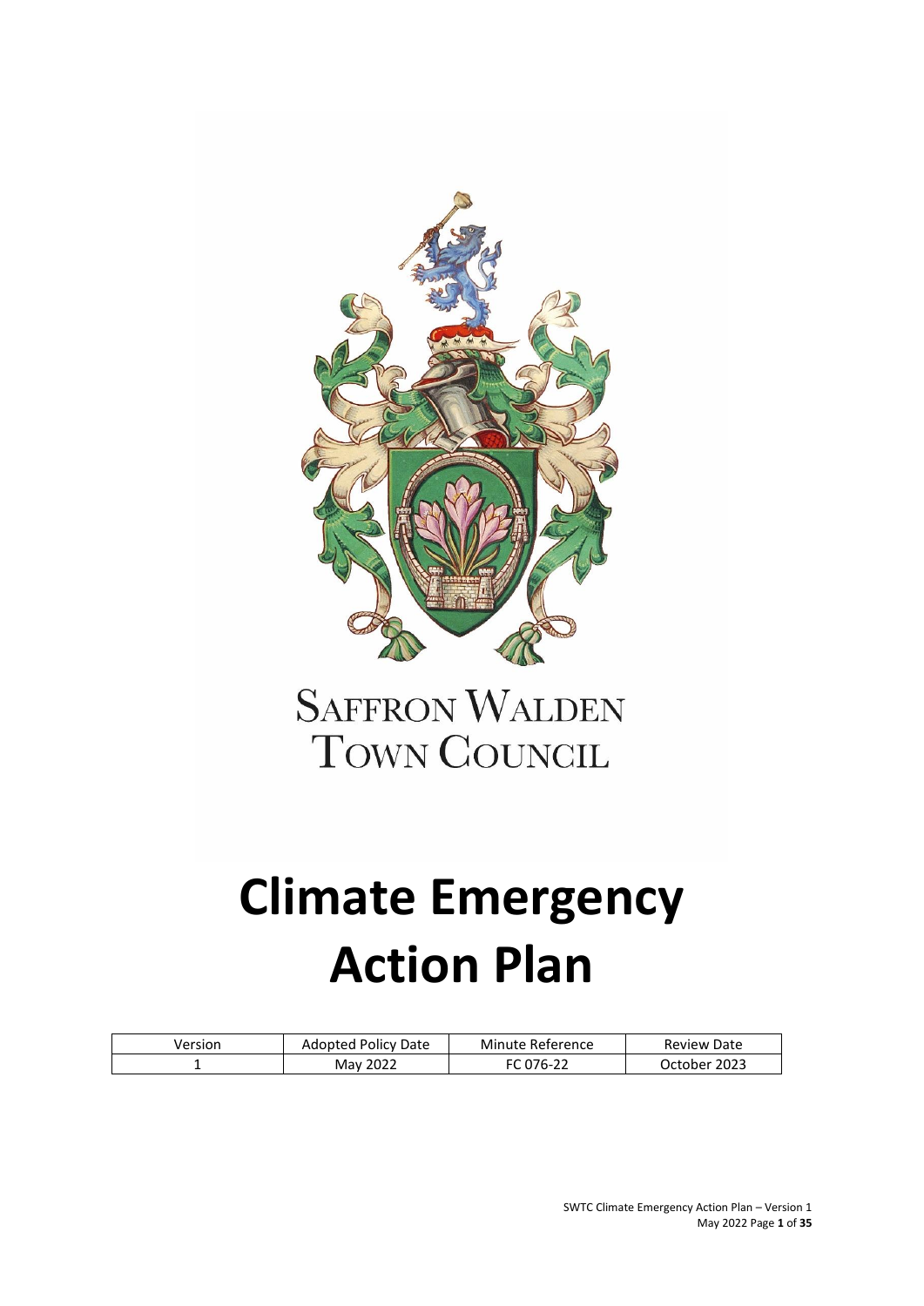SAFFRON WALDEN
TOWN COUNCIL

# Climate Emergency Action Plan

| Version | Adopted Policy Date | Minute Reference | Review Date |
| --- | --- | --- | --- |
| 1 | May 2022 | FC 076-22 | October 2023 |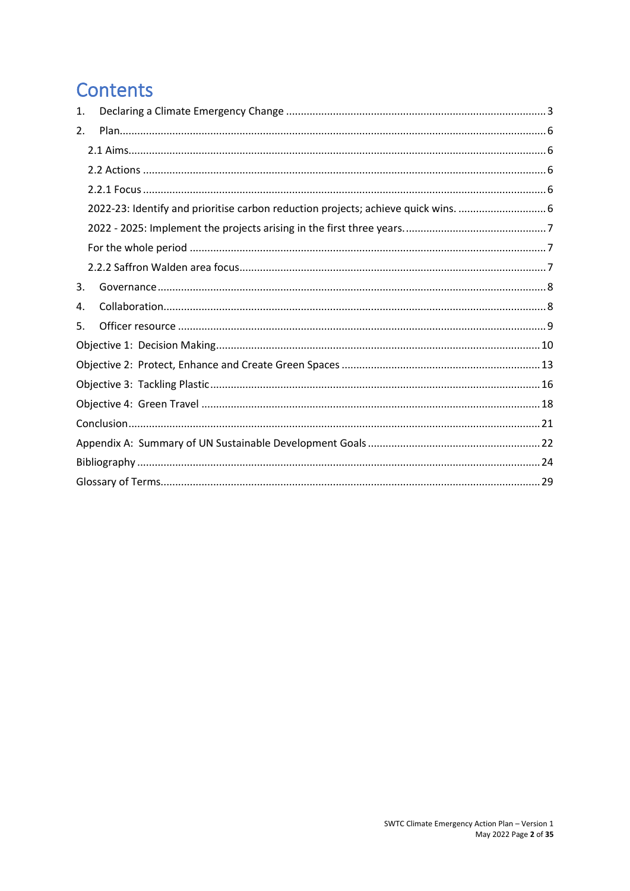# Contents

1. Declaring a Climate Emergency Change ..... 3
2. Plan ..... 6
   - 2.1 Aims ..... 6
   - 2.2 Actions ..... 6
   - 2.2.1 Focus ..... 6
   - 2022-23: Identify and prioritise carbon reduction projects; achieve quick wins. ..... 6
   - 2022 - 2025: Implement the projects arising in the first three years. ..... 7
   - For the whole period ..... 7
   - 2.2.2 Saffron Walden area focus ..... 7
3. Governance ..... 8
4. Collaboration ..... 8
5. Officer resource ..... 9

Objective 1: Decision Making ..... 10

Objective 2: Protect, Enhance and Create Green Spaces ..... 13

Objective 3: Tackling Plastic ..... 16

Objective 4: Green Travel ..... 18

Conclusion ..... 21

Appendix A: Summary of UN Sustainable Development Goals ..... 22

Bibliography ..... 24

Glossary of Terms ..... 29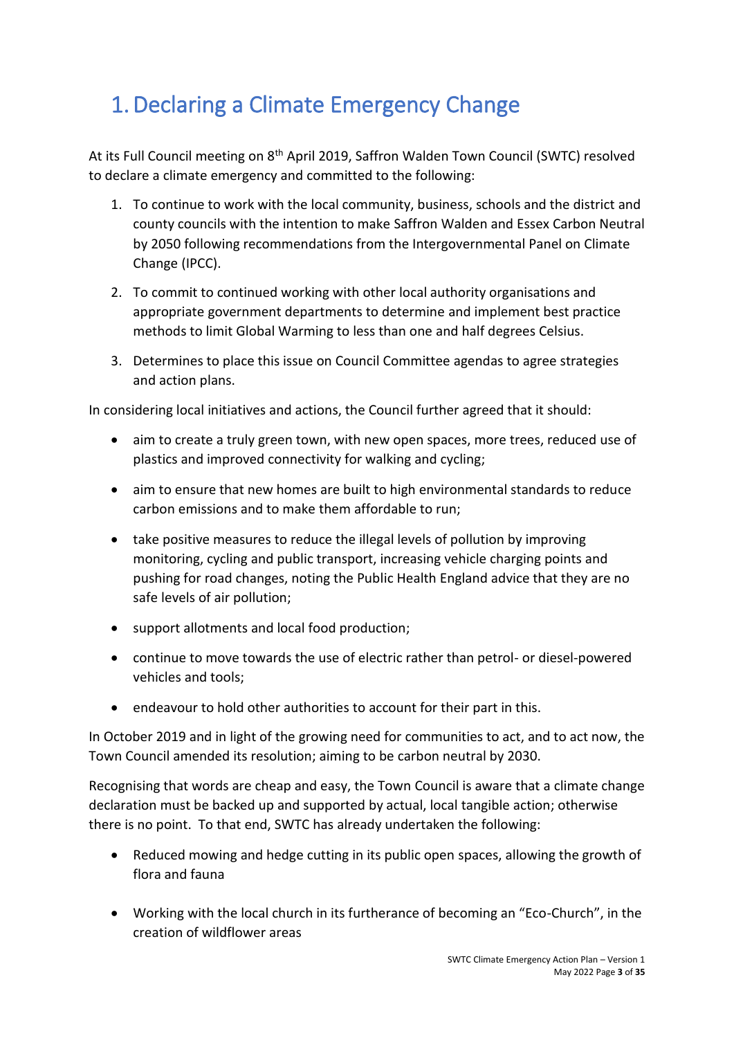# 1. Declaring a Climate Emergency Change

At its Full Council meeting on 8th April 2019, Saffron Walden Town Council (SWTC) resolved to declare a climate emergency and committed to the following:

1. To continue to work with the local community, business, schools and the district and county councils with the intention to make Saffron Walden and Essex Carbon Neutral by 2050 following recommendations from the Intergovernmental Panel on Climate Change (IPCC).

2. To commit to continued working with other local authority organisations and appropriate government departments to determine and implement best practice methods to limit Global Warming to less than one and half degrees Celsius.

3. Determines to place this issue on Council Committee agendas to agree strategies and action plans.

In considering local initiatives and actions, the Council further agreed that it should:

- aim to create a truly green town, with new open spaces, more trees, reduced use of plastics and improved connectivity for walking and cycling;

- aim to ensure that new homes are built to high environmental standards to reduce carbon emissions and to make them affordable to run;

- take positive measures to reduce the illegal levels of pollution by improving monitoring, cycling and public transport, increasing vehicle charging points and pushing for road changes, noting the Public Health England advice that they are no safe levels of air pollution;

- support allotments and local food production;

- continue to move towards the use of electric rather than petrol- or diesel-powered vehicles and tools;

- endeavour to hold other authorities to account for their part in this.

In October 2019 and in light of the growing need for communities to act, and to act now, the Town Council amended its resolution; aiming to be carbon neutral by 2030.

Recognising that words are cheap and easy, the Town Council is aware that a climate change declaration must be backed up and supported by actual, local tangible action; otherwise there is no point. To that end, SWTC has already undertaken the following:

- Reduced mowing and hedge cutting in its public open spaces, allowing the growth of flora and fauna

- Working with the local church in its furtherance of becoming an "Eco-Church", in the creation of wildflower areas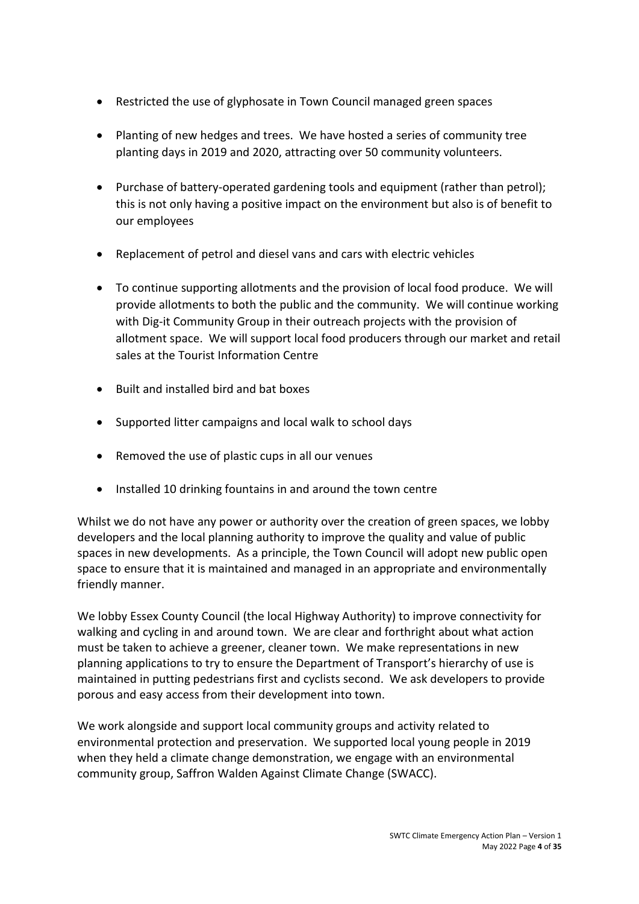- Restricted the use of glyphosate in Town Council managed green spaces
- Planting of new hedges and trees. We have hosted a series of community tree planting days in 2019 and 2020, attracting over 50 community volunteers.
- Purchase of battery-operated gardening tools and equipment (rather than petrol); this is not only having a positive impact on the environment but also is of benefit to our employees
- Replacement of petrol and diesel vans and cars with electric vehicles
- To continue supporting allotments and the provision of local food produce. We will provide allotments to both the public and the community. We will continue working with Dig-it Community Group in their outreach projects with the provision of allotment space. We will support local food producers through our market and retail sales at the Tourist Information Centre
- Built and installed bird and bat boxes
- Supported litter campaigns and local walk to school days
- Removed the use of plastic cups in all our venues
- Installed 10 drinking fountains in and around the town centre

Whilst we do not have any power or authority over the creation of green spaces, we lobby developers and the local planning authority to improve the quality and value of public spaces in new developments. As a principle, the Town Council will adopt new public open space to ensure that it is maintained and managed in an appropriate and environmentally friendly manner.

We lobby Essex County Council (the local Highway Authority) to improve connectivity for walking and cycling in and around town. We are clear and forthright about what action must be taken to achieve a greener, cleaner town. We make representations in new planning applications to try to ensure the Department of Transport's hierarchy of use is maintained in putting pedestrians first and cyclists second. We ask developers to provide porous and easy access from their development into town.

We work alongside and support local community groups and activity related to environmental protection and preservation. We supported local young people in 2019 when they held a climate change demonstration, we engage with an environmental community group, Saffron Walden Against Climate Change (SWACC).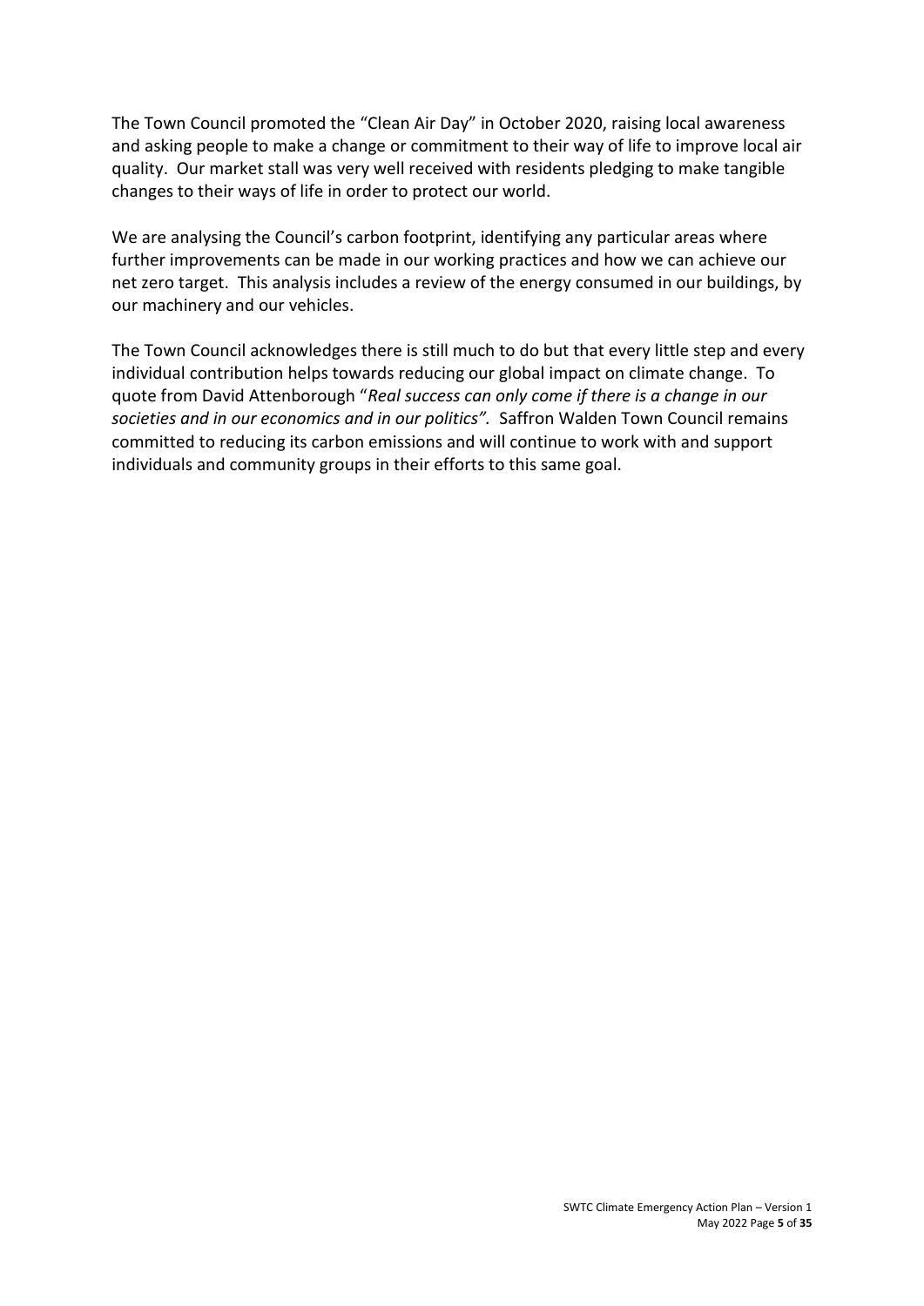The Town Council promoted the "Clean Air Day" in October 2020, raising local awareness and asking people to make a change or commitment to their way of life to improve local air quality. Our market stall was very well received with residents pledging to make tangible changes to their ways of life in order to protect our world.

We are analysing the Council's carbon footprint, identifying any particular areas where further improvements can be made in our working practices and how we can achieve our net zero target. This analysis includes a review of the energy consumed in our buildings, by our machinery and our vehicles.

The Town Council acknowledges there is still much to do but that every little step and every individual contribution helps towards reducing our global impact on climate change. To quote from David Attenborough "*Real success can only come if there is a change in our societies and in our economics and in our politics".* Saffron Walden Town Council remains committed to reducing its carbon emissions and will continue to work with and support individuals and community groups in their efforts to this same goal.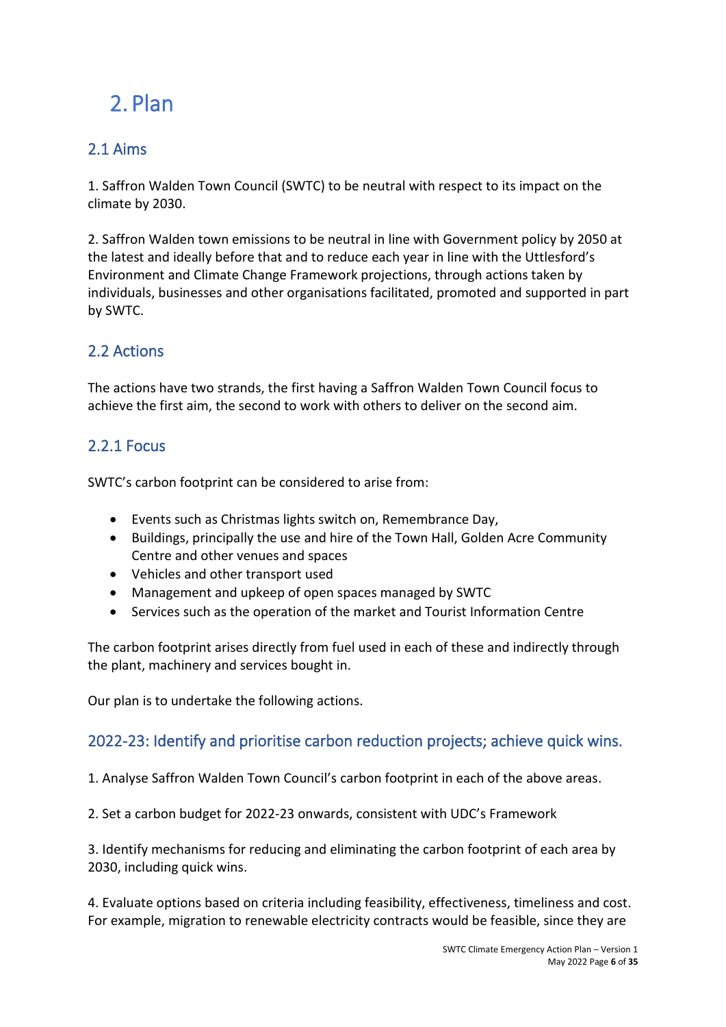# 2. Plan

## 2.1 Aims

1. Saffron Walden Town Council (SWTC) to be neutral with respect to its impact on the climate by 2030.

2. Saffron Walden town emissions to be neutral in line with Government policy by 2050 at the latest and ideally before that and to reduce each year in line with the Uttlesford's Environment and Climate Change Framework projections, through actions taken by individuals, businesses and other organisations facilitated, promoted and supported in part by SWTC.

## 2.2 Actions

The actions have two strands, the first having a Saffron Walden Town Council focus to achieve the first aim, the second to work with others to deliver on the second aim.

### 2.2.1 Focus

SWTC's carbon footprint can be considered to arise from:

- Events such as Christmas lights switch on, Remembrance Day,
- Buildings, principally the use and hire of the Town Hall, Golden Acre Community Centre and other venues and spaces
- Vehicles and other transport used
- Management and upkeep of open spaces managed by SWTC
- Services such as the operation of the market and Tourist Information Centre

The carbon footprint arises directly from fuel used in each of these and indirectly through the plant, machinery and services bought in.

Our plan is to undertake the following actions.

### 2022-23: Identify and prioritise carbon reduction projects; achieve quick wins.

1. Analyse Saffron Walden Town Council's carbon footprint in each of the above areas.

2. Set a carbon budget for 2022-23 onwards, consistent with UDC's Framework

3. Identify mechanisms for reducing and eliminating the carbon footprint of each area by 2030, including quick wins.

4. Evaluate options based on criteria including feasibility, effectiveness, timeliness and cost. For example, migration to renewable electricity contracts would be feasible, since they are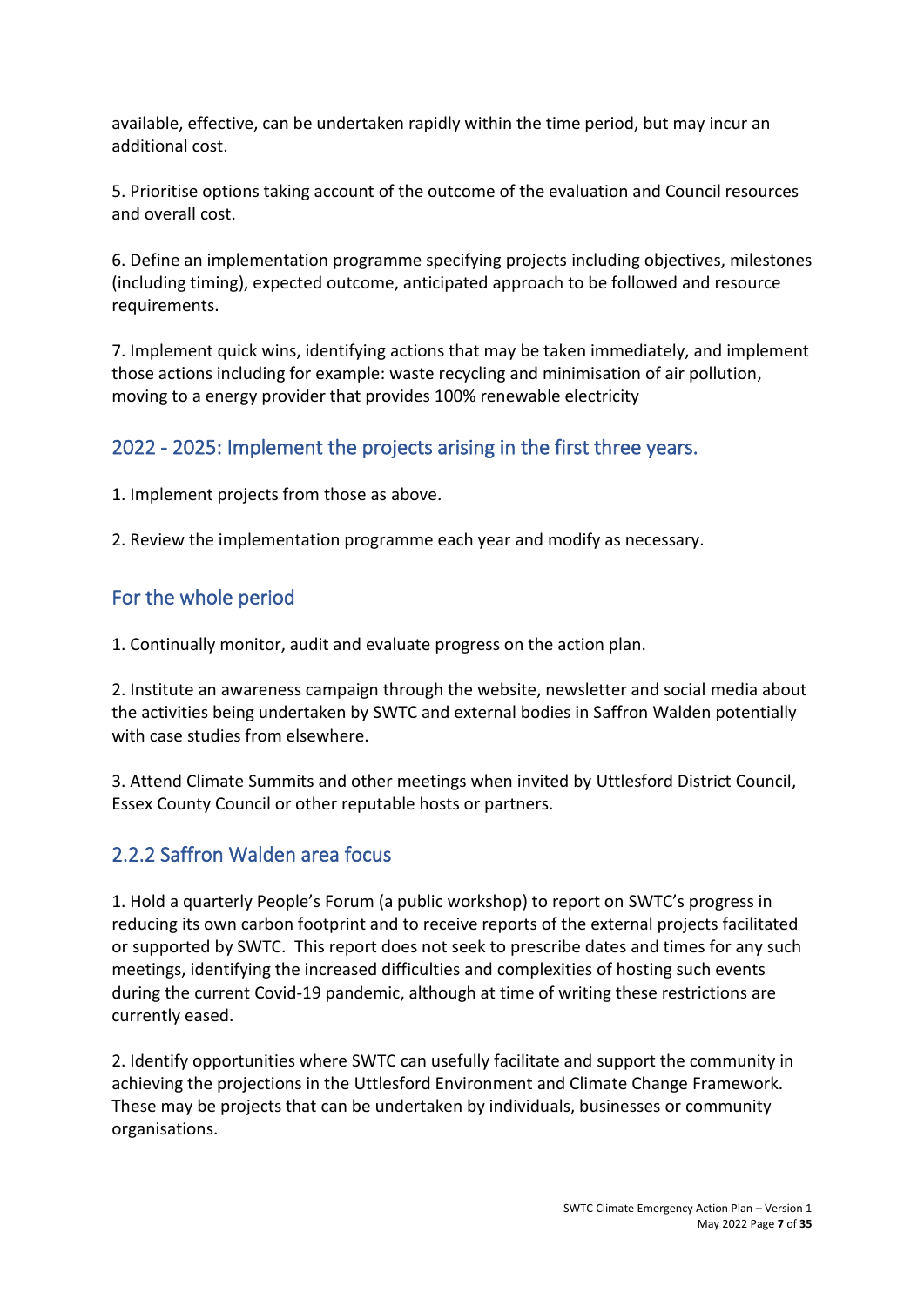available, effective, can be undertaken rapidly within the time period, but may incur an additional cost.

5. Prioritise options taking account of the outcome of the evaluation and Council resources and overall cost.

6. Define an implementation programme specifying projects including objectives, milestones (including timing), expected outcome, anticipated approach to be followed and resource requirements.

7. Implement quick wins, identifying actions that may be taken immediately, and implement those actions including for example: waste recycling and minimisation of air pollution, moving to a energy provider that provides 100% renewable electricity

### 2022 - 2025: Implement the projects arising in the first three years.

1. Implement projects from those as above.

2. Review the implementation programme each year and modify as necessary.

### For the whole period

1. Continually monitor, audit and evaluate progress on the action plan.

2. Institute an awareness campaign through the website, newsletter and social media about the activities being undertaken by SWTC and external bodies in Saffron Walden potentially with case studies from elsewhere.

3. Attend Climate Summits and other meetings when invited by Uttlesford District Council, Essex County Council or other reputable hosts or partners.

### 2.2.2 Saffron Walden area focus

1. Hold a quarterly People's Forum (a public workshop) to report on SWTC's progress in reducing its own carbon footprint and to receive reports of the external projects facilitated or supported by SWTC. This report does not seek to prescribe dates and times for any such meetings, identifying the increased difficulties and complexities of hosting such events during the current Covid-19 pandemic, although at time of writing these restrictions are currently eased.

2. Identify opportunities where SWTC can usefully facilitate and support the community in achieving the projections in the Uttlesford Environment and Climate Change Framework. These may be projects that can be undertaken by individuals, businesses or community organisations.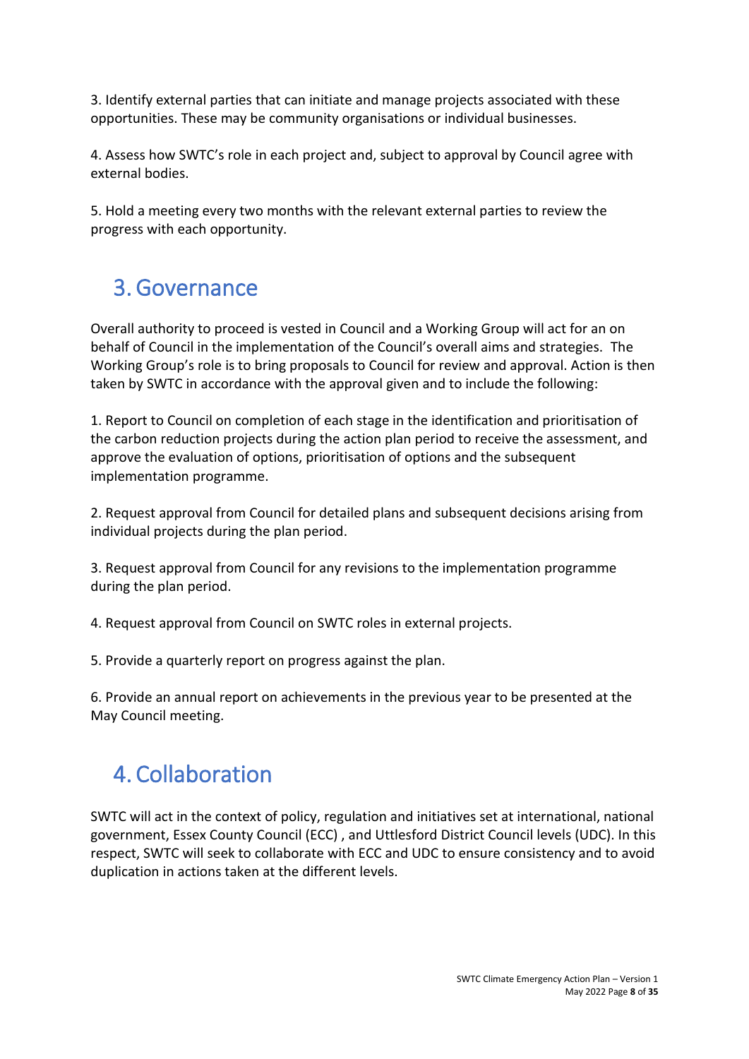3. Identify external parties that can initiate and manage projects associated with these opportunities. These may be community organisations or individual businesses.

4. Assess how SWTC's role in each project and, subject to approval by Council agree with external bodies.

5. Hold a meeting every two months with the relevant external parties to review the progress with each opportunity.

# 3. Governance

Overall authority to proceed is vested in Council and a Working Group will act for an on behalf of Council in the implementation of the Council's overall aims and strategies. The Working Group's role is to bring proposals to Council for review and approval. Action is then taken by SWTC in accordance with the approval given and to include the following:

1. Report to Council on completion of each stage in the identification and prioritisation of the carbon reduction projects during the action plan period to receive the assessment, and approve the evaluation of options, prioritisation of options and the subsequent implementation programme.

2. Request approval from Council for detailed plans and subsequent decisions arising from individual projects during the plan period.

3. Request approval from Council for any revisions to the implementation programme during the plan period.

4. Request approval from Council on SWTC roles in external projects.

5. Provide a quarterly report on progress against the plan.

6. Provide an annual report on achievements in the previous year to be presented at the May Council meeting.

# 4. Collaboration

SWTC will act in the context of policy, regulation and initiatives set at international, national government, Essex County Council (ECC) , and Uttlesford District Council levels (UDC). In this respect, SWTC will seek to collaborate with ECC and UDC to ensure consistency and to avoid duplication in actions taken at the different levels.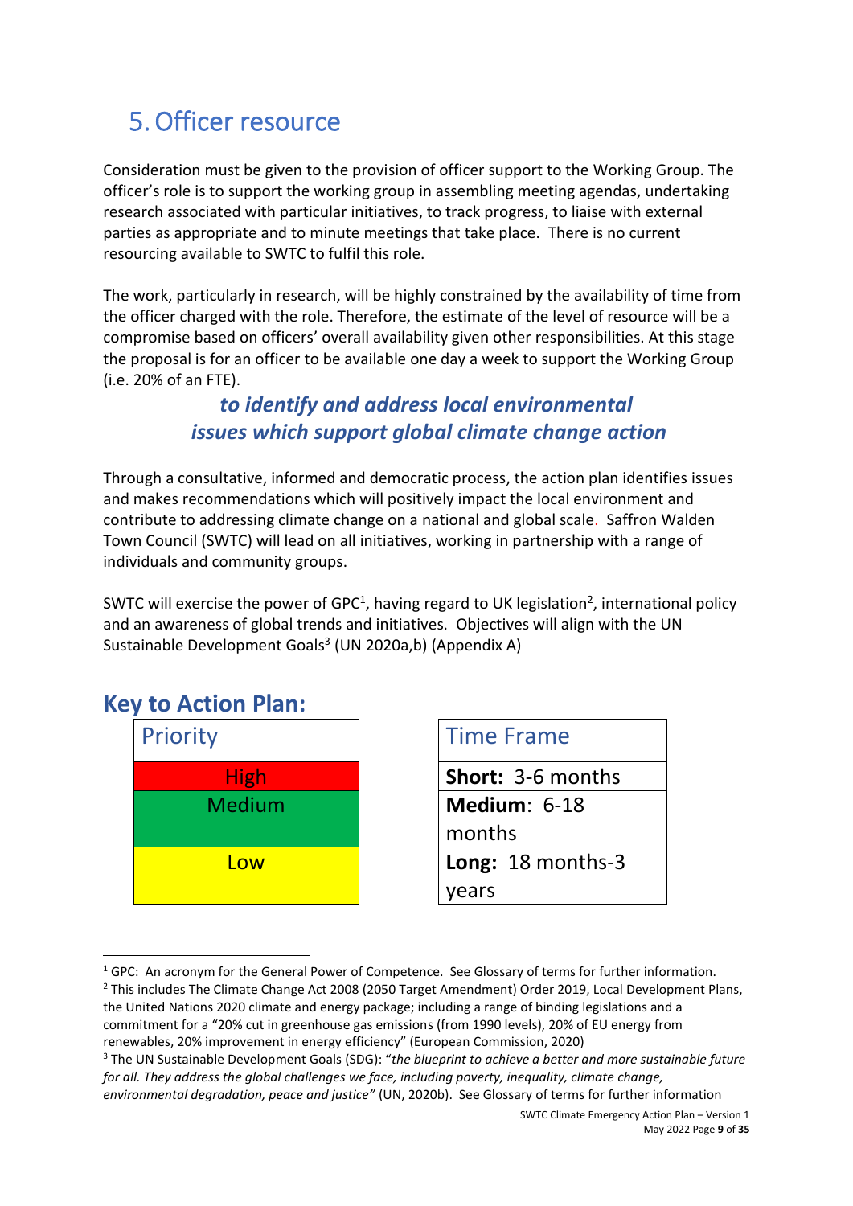# 5. Officer resource

Consideration must be given to the provision of officer support to the Working Group. The officer's role is to support the working group in assembling meeting agendas, undertaking research associated with particular initiatives, to track progress, to liaise with external parties as appropriate and to minute meetings that take place. There is no current resourcing available to SWTC to fulfil this role.

The work, particularly in research, will be highly constrained by the availability of time from the officer charged with the role. Therefore, the estimate of the level of resource will be a compromise based on officers' overall availability given other responsibilities. At this stage the proposal is for an officer to be available one day a week to support the Working Group (i.e. 20% of an FTE).

***to identify and address local environmental issues which support global climate change action***

Through a consultative, informed and democratic process, the action plan identifies issues and makes recommendations which will positively impact the local environment and contribute to addressing climate change on a national and global scale. Saffron Walden Town Council (SWTC) will lead on all initiatives, working in partnership with a range of individuals and community groups.

SWTC will exercise the power of GPC[1], having regard to UK legislation[2], international policy and an awareness of global trends and initiatives. Objectives will align with the UN Sustainable Development Goals[3] (UN 2020a,b) (Appendix A)

## Key to Action Plan:

| Priority |
|---|
| High |
| Medium |
| Low |

| Time Frame |
|---|
| **Short:** 3-6 months |
| **Medium**: 6-18 months |
| **Long:** 18 months-3 years |

[1] GPC: An acronym for the General Power of Competence. See Glossary of terms for further information.

[2] This includes The Climate Change Act 2008 (2050 Target Amendment) Order 2019, Local Development Plans, the United Nations 2020 climate and energy package; including a range of binding legislations and a commitment for a "20% cut in greenhouse gas emissions (from 1990 levels), 20% of EU energy from renewables, 20% improvement in energy efficiency" (European Commission, 2020)

[3] The UN Sustainable Development Goals (SDG): "*the blueprint to achieve a better and more sustainable future for all. They address the global challenges we face, including poverty, inequality, climate change, environmental degradation, peace and justice"* (UN, 2020b). See Glossary of terms for further information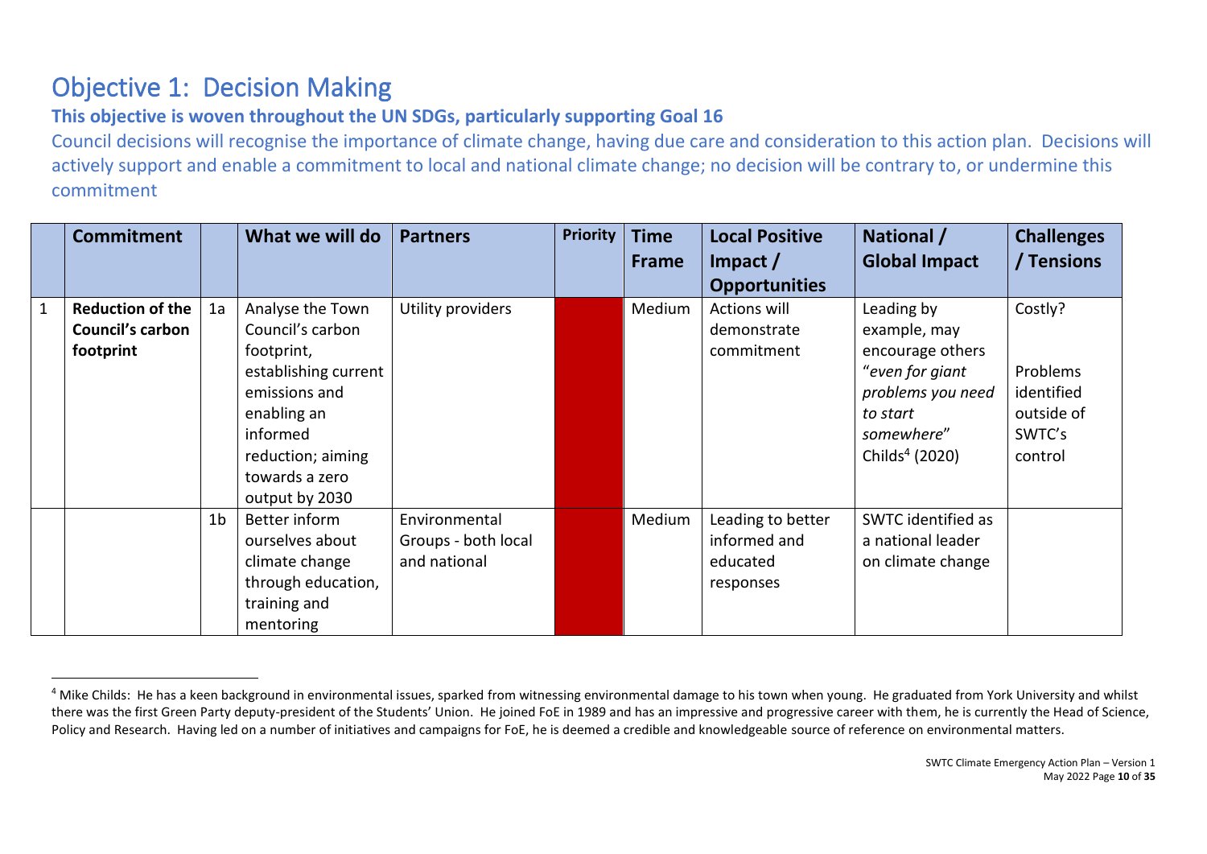# Objective 1: Decision Making

**This objective is woven throughout the UN SDGs, particularly supporting Goal 16**

Council decisions will recognise the importance of climate change, having due care and consideration to this action plan. Decisions will actively support and enable a commitment to local and national climate change; no decision will be contrary to, or undermine this commitment

| | Commitment | | What we will do | Partners | Priority | Time Frame | Local Positive Impact / Opportunities | National / Global Impact | Challenges / Tensions |
|---|---|---|---|---|---|---|---|---|---|
| 1 | **Reduction of the Council's carbon footprint** | 1a | Analyse the Town Council's carbon footprint, establishing current emissions and enabling an informed reduction; aiming towards a zero output by 2030 | Utility providers | | Medium | Actions will demonstrate commitment | Leading by example, may encourage others "*even for giant problems you need to start somewhere*" Childs[4] (2020) | Costly?<br><br>Problems identified outside of SWTC's control |
| | | 1b | Better inform ourselves about climate change through education, training and mentoring | Environmental Groups - both local and national | | Medium | Leading to better informed and educated responses | SWTC identified as a national leader on climate change | |

[4] Mike Childs: He has a keen background in environmental issues, sparked from witnessing environmental damage to his town when young. He graduated from York University and whilst there was the first Green Party deputy-president of the Students' Union. He joined FoE in 1989 and has an impressive and progressive career with them, he is currently the Head of Science, Policy and Research. Having led on a number of initiatives and campaigns for FoE, he is deemed a credible and knowledgeable source of reference on environmental matters.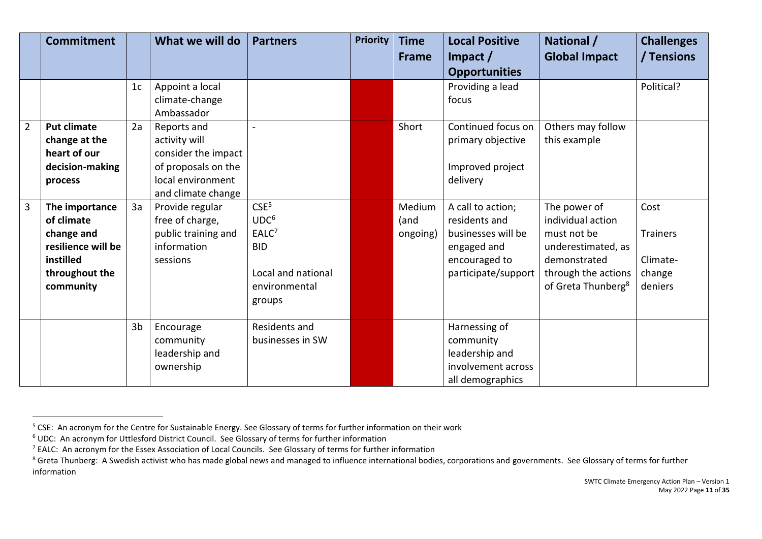| | Commitment | | What we will do | Partners | Priority | Time Frame | Local Positive Impact / Opportunities | National / Global Impact | Challenges / Tensions |
|---|---|---|---|---|---|---|---|---|---|
| | | 1c | Appoint a local climate-change Ambassador | | | | Providing a lead focus | | Political? |
| 2 | **Put climate change at the heart of our decision-making process** | 2a | Reports and activity will consider the impact of proposals on the local environment and climate change | - | | Short | Continued focus on primary objective<br><br>Improved project delivery | Others may follow this example | |
| 3 | **The importance of climate change and resilience will be instilled throughout the community** | 3a | Provide regular free of charge, public training and information sessions | CSE[5]<br>UDC[6]<br>EALC[7]<br>BID<br><br>Local and national environmental groups | | Medium (and ongoing) | A call to action; residents and businesses will be engaged and encouraged to participate/support | The power of individual action must not be underestimated, as demonstrated through the actions of Greta Thunberg[8] | Cost<br><br>Trainers<br><br>Climate-change deniers |
| | | 3b | Encourage community leadership and ownership | Residents and businesses in SW | | | Harnessing of community leadership and involvement across all demographics | | |

[5] CSE: An acronym for the Centre for Sustainable Energy. See Glossary of terms for further information on their work

[6] UDC: An acronym for Uttlesford District Council. See Glossary of terms for further information

[7] EALC: An acronym for the Essex Association of Local Councils. See Glossary of terms for further information

[8] Greta Thunberg: A Swedish activist who has made global news and managed to influence international bodies, corporations and governments. See Glossary of terms for further information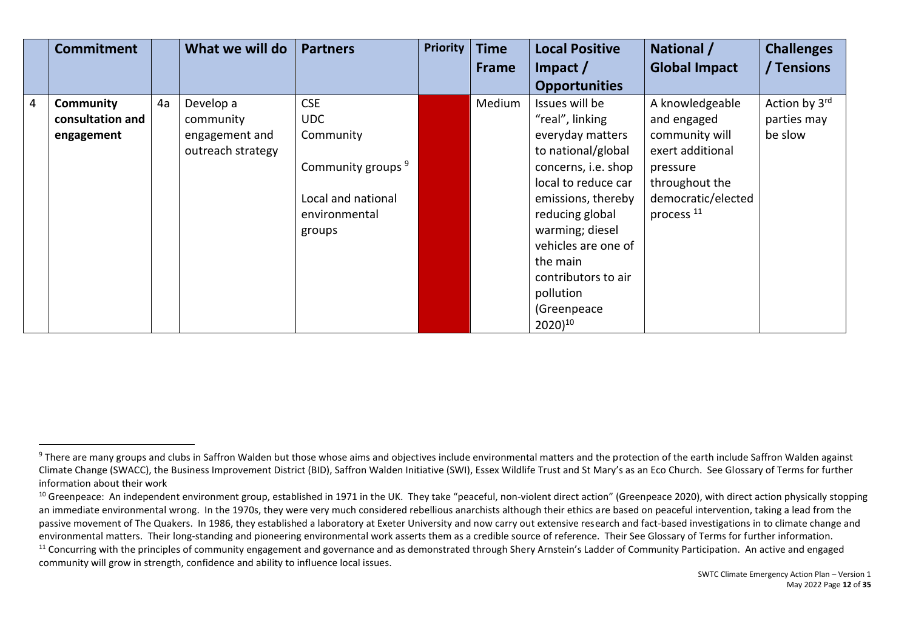| | Commitment | | What we will do | Partners | Priority | Time Frame | Local Positive Impact / Opportunities | National / Global Impact | Challenges / Tensions |
|---|---|---|---|---|---|---|---|---|---|
| 4 | **Community consultation and engagement** | 4a | Develop a community engagement and outreach strategy | CSE<br>UDC<br>Community<br>Community groups [9]<br>Local and national environmental groups | | Medium | Issues will be "real", linking everyday matters to national/global concerns, i.e. shop local to reduce car emissions, thereby reducing global warming; diesel vehicles are one of the main contributors to air pollution (Greenpeace 2020)[10] | A knowledgeable and engaged community will exert additional pressure throughout the democratic/elected process [11] | Action by 3rd parties may be slow |

[9] There are many groups and clubs in Saffron Walden but those whose aims and objectives include environmental matters and the protection of the earth include Saffron Walden against Climate Change (SWACC), the Business Improvement District (BID), Saffron Walden Initiative (SWI), Essex Wildlife Trust and St Mary's as an Eco Church. See Glossary of Terms for further information about their work

[10] Greenpeace: An independent environment group, established in 1971 in the UK. They take "peaceful, non-violent direct action" (Greenpeace 2020), with direct action physically stopping an immediate environmental wrong. In the 1970s, they were very much considered rebellious anarchists although their ethics are based on peaceful intervention, taking a lead from the passive movement of The Quakers. In 1986, they established a laboratory at Exeter University and now carry out extensive research and fact-based investigations in to climate change and environmental matters. Their long-standing and pioneering environmental work asserts them as a credible source of reference. Their See Glossary of Terms for further information.

[11] Concurring with the principles of community engagement and governance and as demonstrated through Shery Arnstein's Ladder of Community Participation. An active and engaged community will grow in strength, confidence and ability to influence local issues.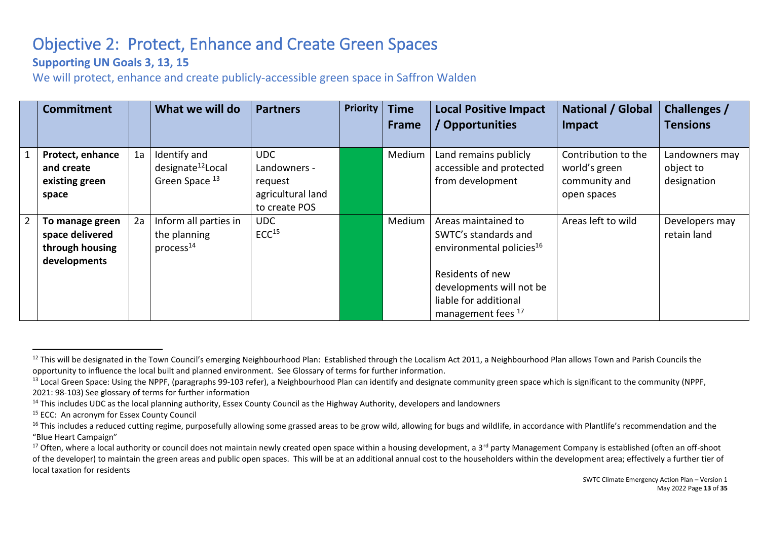// Objective 2: Protect, Enhance and Create Green Spaces

**Supporting UN Goals 3, 13, 15**

We will protect, enhance and create publicly-accessible green space in Saffron Walden

| | Commitment | | What we will do | Partners | Priority | Time Frame | Local Positive Impact / Opportunities | National / Global Impact | Challenges / Tensions |
|---|---|---|---|---|---|---|---|---|---|
| 1 | **Protect, enhance and create existing green space** | 1a | Identify and designate[12] Local Green Space [13] | UDC<br>Landowners - request agricultural land to create POS | | Medium | Land remains publicly accessible and protected from development | Contribution to the world's green community and open spaces | Landowners may object to designation |
| 2 | **To manage green space delivered through housing developments** | 2a | Inform all parties in the planning process[14] | UDC<br>ECC[15] | | Medium | Areas maintained to SWTC's standards and environmental policies[16]<br><br>Residents of new developments will not be liable for additional management fees [17] | Areas left to wild | Developers may retain land |

[12] This will be designated in the Town Council's emerging Neighbourhood Plan: Established through the Localism Act 2011, a Neighbourhood Plan allows Town and Parish Councils the opportunity to influence the local built and planned environment. See Glossary of terms for further information.

[13] Local Green Space: Using the NPPF, (paragraphs 99-103 refer), a Neighbourhood Plan can identify and designate community green space which is significant to the community (NPPF, 2021: 98-103) See glossary of terms for further information

[14] This includes UDC as the local planning authority, Essex County Council as the Highway Authority, developers and landowners

[15] ECC: An acronym for Essex County Council

[16] This includes a reduced cutting regime, purposefully allowing some grassed areas to be grow wild, allowing for bugs and wildlife, in accordance with Plantlife's recommendation and the "Blue Heart Campaign"

[17] Often, where a local authority or council does not maintain newly created open space within a housing development, a 3rd party Management Company is established (often an off-shoot of the developer) to maintain the green areas and public open spaces. This will be at an additional annual cost to the householders within the development area; effectively a further tier of local taxation for residents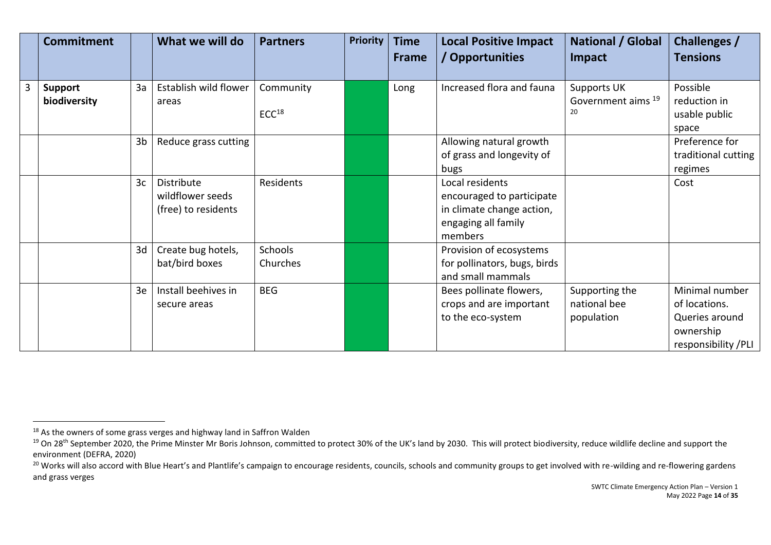| | Commitment | | What we will do | Partners | Priority | Time Frame | Local Positive Impact / Opportunities | National / Global Impact | Challenges / Tensions |
|---|---|---|---|---|---|---|---|---|---|
| 3 | **Support biodiversity** | 3a | Establish wild flower areas | Community<br>ECC[18] | | Long | Increased flora and fauna | Supports UK Government aims [19] [20] | Possible reduction in usable public space |
| | | 3b | Reduce grass cutting | | | | Allowing natural growth of grass and longevity of bugs | | Preference for traditional cutting regimes |
| | | 3c | Distribute wildflower seeds (free) to residents | Residents | | | Local residents encouraged to participate in climate change action, engaging all family members | | Cost |
| | | 3d | Create bug hotels, bat/bird boxes | Schools<br>Churches | | | Provision of ecosystems for pollinators, bugs, birds and small mammals | | |
| | | 3e | Install beehives in secure areas | BEG | | | Bees pollinate flowers, crops and are important to the eco-system | Supporting the national bee population | Minimal number of locations. Queries around ownership responsibility /PLI |

[18] As the owners of some grass verges and highway land in Saffron Walden

[19] On 28th September 2020, the Prime Minster Mr Boris Johnson, committed to protect 30% of the UK's land by 2030. This will protect biodiversity, reduce wildlife decline and support the environment (DEFRA, 2020)

[20] Works will also accord with Blue Heart's and Plantlife's campaign to encourage residents, councils, schools and community groups to get involved with re-wilding and re-flowering gardens and grass verges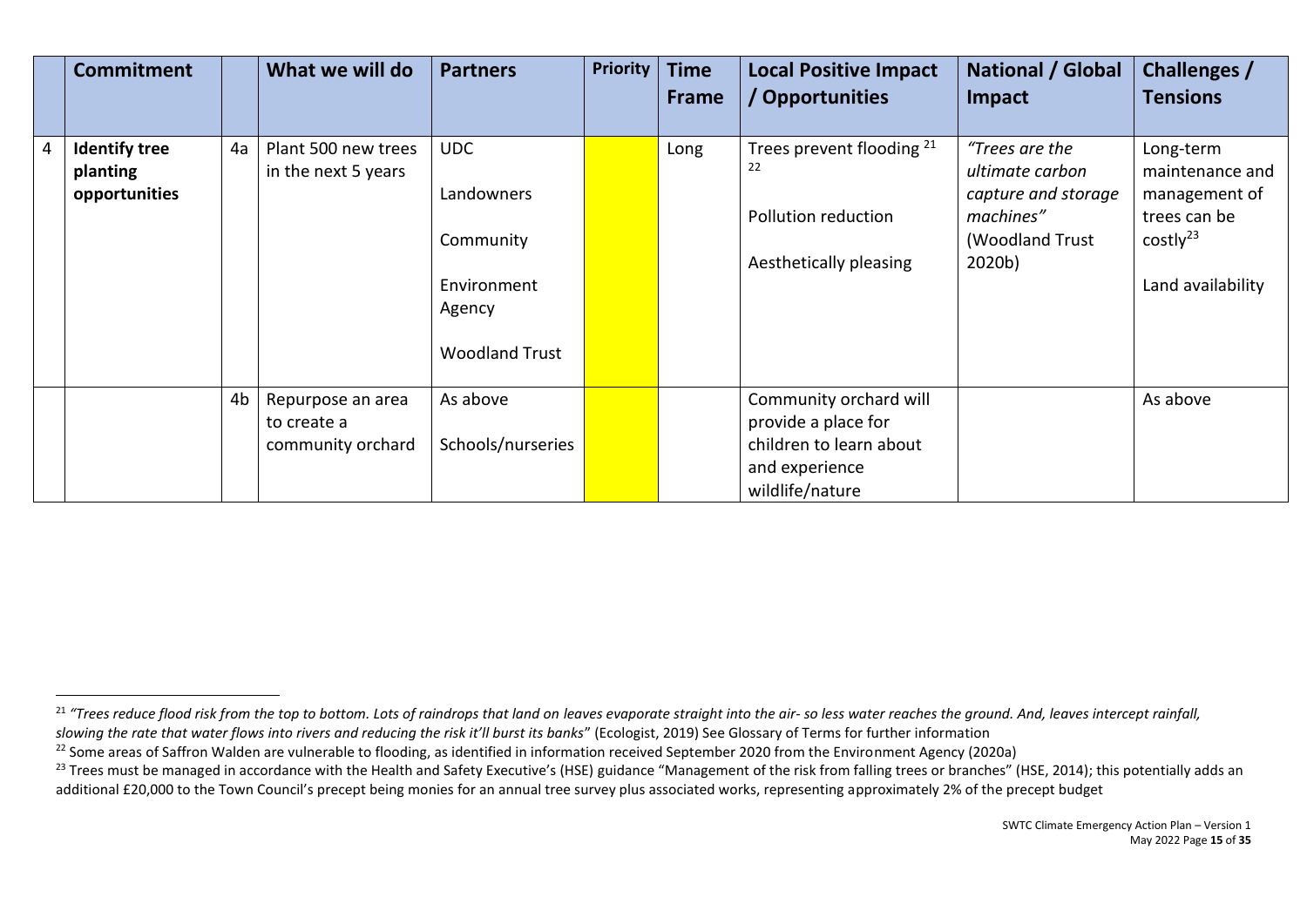| | Commitment | | What we will do | Partners | Priority | Time Frame | Local Positive Impact / Opportunities | National / Global Impact | Challenges / Tensions |
|---|---|---|---|---|---|---|---|---|---|
| 4 | **Identify tree planting opportunities** | 4a | Plant 500 new trees in the next 5 years | UDC<br><br>Landowners<br><br>Community<br><br>Environment Agency<br><br>Woodland Trust | | Long | Trees prevent flooding [21] [22]<br><br>Pollution reduction<br><br>Aesthetically pleasing | *"Trees are the ultimate carbon capture and storage machines"* (Woodland Trust 2020b) | Long-term maintenance and management of trees can be costly[23]<br><br>Land availability |
| | | 4b | Repurpose an area to create a community orchard | As above<br><br>Schools/nurseries | | | Community orchard will provide a place for children to learn about and experience wildlife/nature | | As above |

[21] *"Trees reduce flood risk from the top to bottom. Lots of raindrops that land on leaves evaporate straight into the air- so less water reaches the ground. And, leaves intercept rainfall, slowing the rate that water flows into rivers and reducing the risk it'll burst its banks"* (Ecologist, 2019) See Glossary of Terms for further information

[22] Some areas of Saffron Walden are vulnerable to flooding, as identified in information received September 2020 from the Environment Agency (2020a)

[23] Trees must be managed in accordance with the Health and Safety Executive's (HSE) guidance "Management of the risk from falling trees or branches" (HSE, 2014); this potentially adds an additional £20,000 to the Town Council's precept being monies for an annual tree survey plus associated works, representing approximately 2% of the precept budget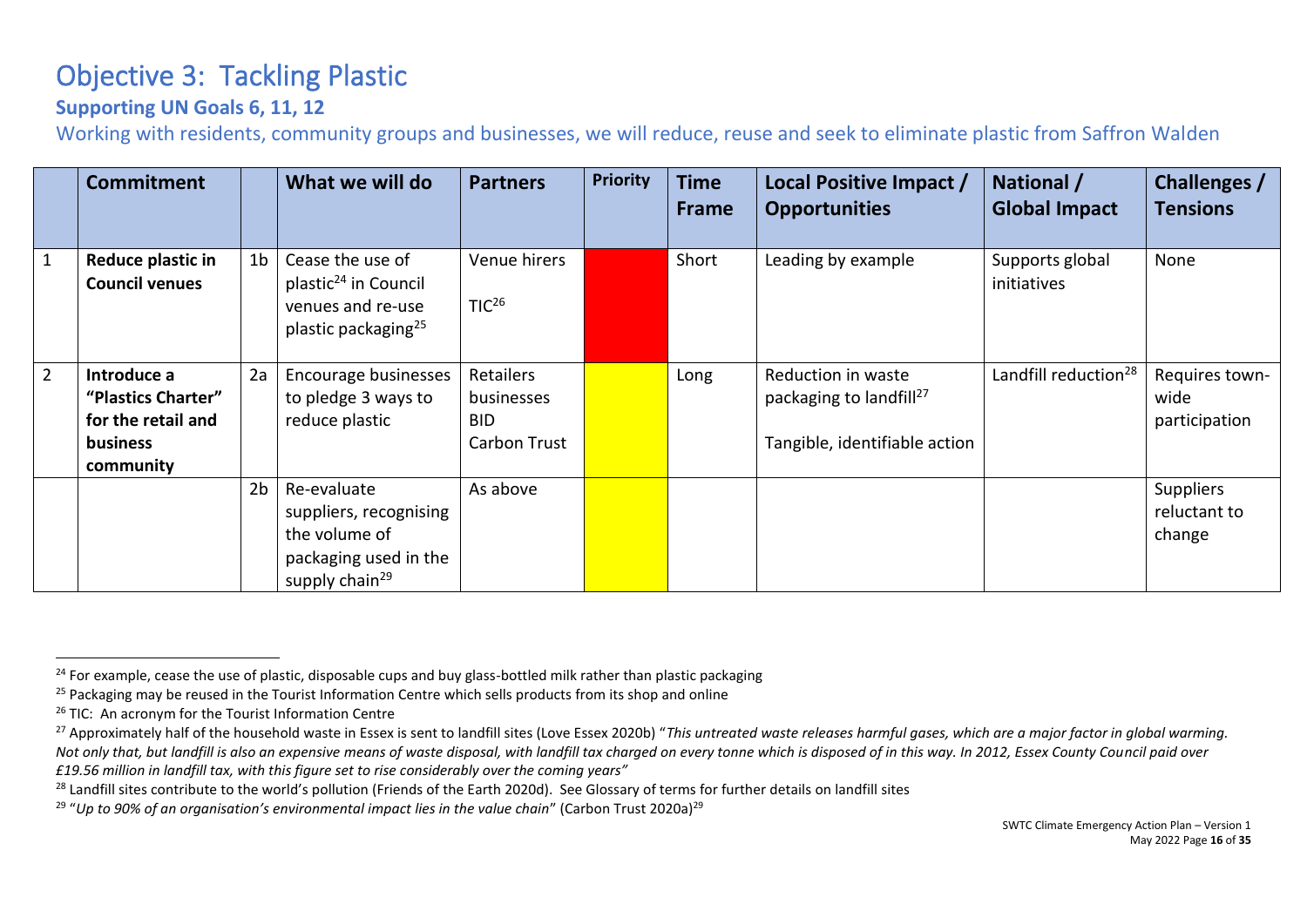# Objective 3: Tackling Plastic

### Supporting UN Goals 6, 11, 12

Working with residents, community groups and businesses, we will reduce, reuse and seek to eliminate plastic from Saffron Walden

| | Commitment | | What we will do | Partners | Priority | Time Frame | Local Positive Impact / Opportunities | National / Global Impact | Challenges / Tensions |
|---|---|---|---|---|---|---|---|---|---|
| 1 | **Reduce plastic in Council venues** | 1b | Cease the use of plastic[24] in Council venues and re-use plastic packaging[25] | Venue hirers<br><br>TIC[26] | | Short | Leading by example | Supports global initiatives | None |
| 2 | **Introduce a "Plastics Charter" for the retail and business community** | 2a | Encourage businesses to pledge 3 ways to reduce plastic | Retailers businesses BID Carbon Trust | | Long | Reduction in waste packaging to landfill[27]<br><br>Tangible, identifiable action | Landfill reduction[28] | Requires town-wide participation |
| | | 2b | Re-evaluate suppliers, recognising the volume of packaging used in the supply chain[29] | As above | | | | | Suppliers reluctant to change |

---

[24] For example, cease the use of plastic, disposable cups and buy glass-bottled milk rather than plastic packaging

[25] Packaging may be reused in the Tourist Information Centre which sells products from its shop and online

[26] TIC: An acronym for the Tourist Information Centre

[27] Approximately half of the household waste in Essex is sent to landfill sites (Love Essex 2020b) "*This untreated waste releases harmful gases, which are a major factor in global warming. Not only that, but landfill is also an expensive means of waste disposal, with landfill tax charged on every tonne which is disposed of in this way. In 2012, Essex County Council paid over £19.56 million in landfill tax, with this figure set to rise considerably over the coming years"*

[28] Landfill sites contribute to the world's pollution (Friends of the Earth 2020d). See Glossary of terms for further details on landfill sites

[29] "*Up to 90% of an organisation's environmental impact lies in the value chain*" (Carbon Trust 2020a)[29]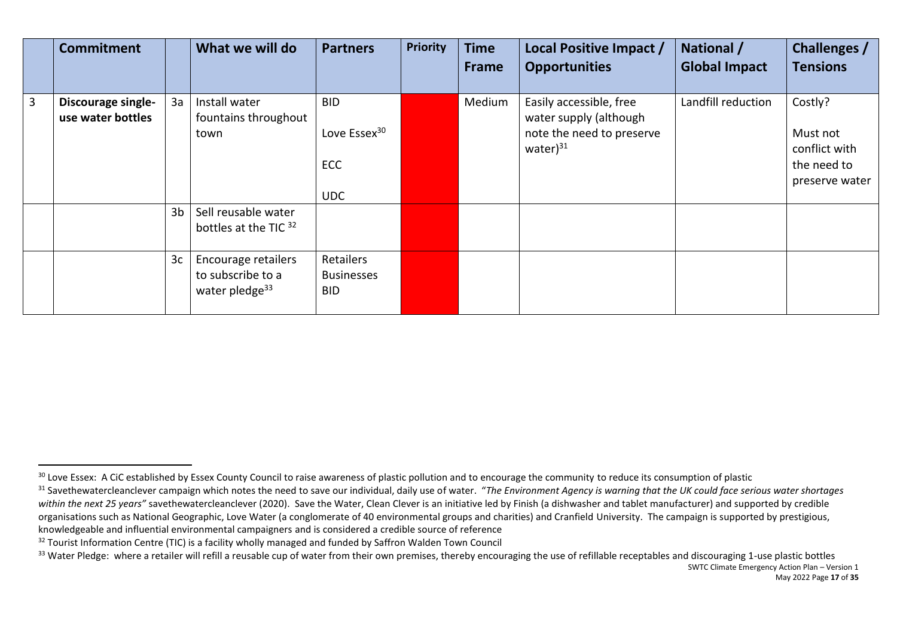| | Commitment | | What we will do | Partners | Priority | Time Frame | Local Positive Impact / Opportunities | National / Global Impact | Challenges / Tensions |
|---|---|---|---|---|---|---|---|---|---|
| 3 | **Discourage single-use water bottles** | 3a | Install water fountains throughout town | BID<br><br>Love Essex[30]<br><br>ECC<br><br>UDC | | Medium | Easily accessible, free water supply (although note the need to preserve water)[31] | Landfill reduction | Costly?<br><br>Must not conflict with the need to preserve water |
| | | 3b | Sell reusable water bottles at the TIC [32] | | | | | | |
| | | 3c | Encourage retailers to subscribe to a water pledge[33] | Retailers<br>Businesses<br>BID | | | | | |

[30] Love Essex: A CiC established by Essex County Council to raise awareness of plastic pollution and to encourage the community to reduce its consumption of plastic

[31] Savethewatercleanclever campaign which notes the need to save our individual, daily use of water. "*The Environment Agency is warning that the UK could face serious water shortages within the next 25 years"* savethewatercleanclever (2020). Save the Water, Clean Clever is an initiative led by Finish (a dishwasher and tablet manufacturer) and supported by credible organisations such as National Geographic, Love Water (a conglomerate of 40 environmental groups and charities) and Cranfield University. The campaign is supported by prestigious, knowledgeable and influential environmental campaigners and is considered a credible source of reference

[32] Tourist Information Centre (TIC) is a facility wholly managed and funded by Saffron Walden Town Council

[33] Water Pledge: where a retailer will refill a reusable cup of water from their own premises, thereby encouraging the use of refillable receptables and discouraging 1-use plastic bottles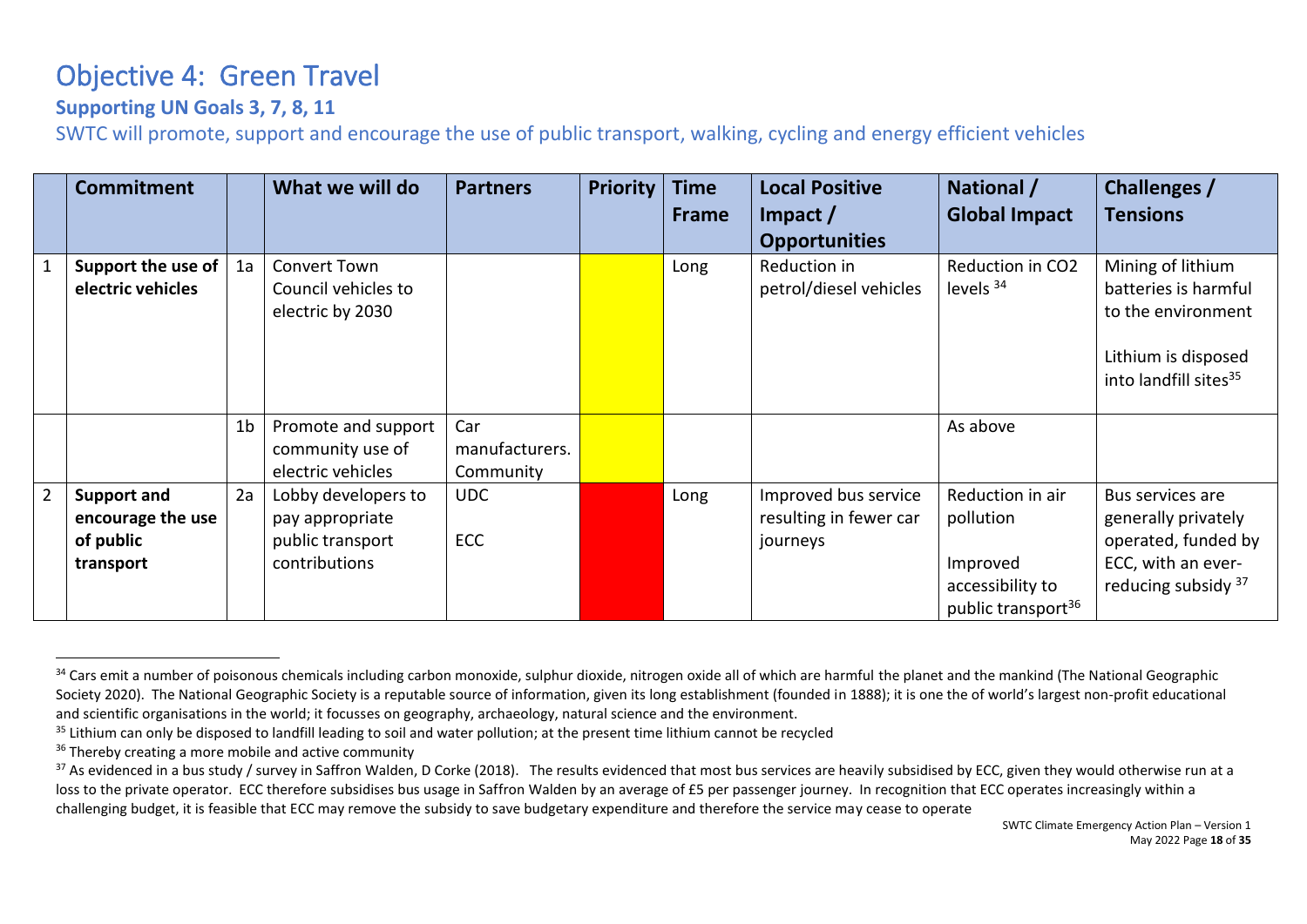# Objective 4: Green Travel

### Supporting UN Goals 3, 7, 8, 11

SWTC will promote, support and encourage the use of public transport, walking, cycling and energy efficient vehicles

| | Commitment | | What we will do | Partners | Priority | Time Frame | Local Positive Impact / Opportunities | National / Global Impact | Challenges / Tensions |
|---|---|---|---|---|---|---|---|---|---|
| 1 | **Support the use of electric vehicles** | 1a | Convert Town Council vehicles to electric by 2030 | | | Long | Reduction in petrol/diesel vehicles | Reduction in $CO_2$ levels [34] | Mining of lithium batteries is harmful to the environment<br><br>Lithium is disposed into landfill sites[35] |
| | | 1b | Promote and support community use of electric vehicles | Car manufacturers. Community | | | | As above | |
| 2 | **Support and encourage the use of public transport** | 2a | Lobby developers to pay appropriate public transport contributions | UDC<br><br>ECC | | Long | Improved bus service resulting in fewer car journeys | Reduction in air pollution<br><br>Improved accessibility to public transport[36] | Bus services are generally privately operated, funded by ECC, with an ever-reducing subsidy [37] |

[34] Cars emit a number of poisonous chemicals including carbon monoxide, sulphur dioxide, nitrogen oxide all of which are harmful the planet and the mankind (The National Geographic Society 2020). The National Geographic Society is a reputable source of information, given its long establishment (founded in 1888); it is one the of world's largest non-profit educational and scientific organisations in the world; it focusses on geography, archaeology, natural science and the environment.

[35] Lithium can only be disposed to landfill leading to soil and water pollution; at the present time lithium cannot be recycled

[36] Thereby creating a more mobile and active community

[37] As evidenced in a bus study / survey in Saffron Walden, D Corke (2018). The results evidenced that most bus services are heavily subsidised by ECC, given they would otherwise run at a loss to the private operator. ECC therefore subsidises bus usage in Saffron Walden by an average of £5 per passenger journey. In recognition that ECC operates increasingly within a challenging budget, it is feasible that ECC may remove the subsidy to save budgetary expenditure and therefore the service may cease to operate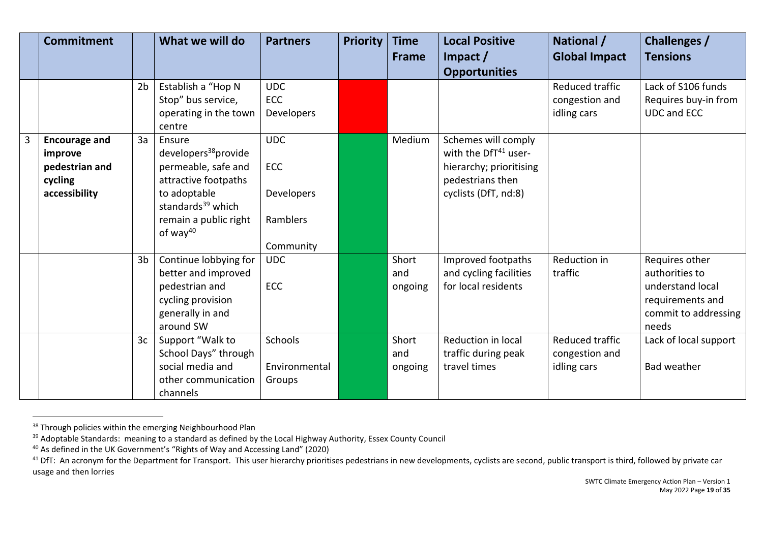| | Commitment | | What we will do | Partners | Priority | Time Frame | Local Positive Impact / Opportunities | National / Global Impact | Challenges / Tensions |
|---|---|---|---|---|---|---|---|---|---|
| | | 2b | Establish a "Hop N Stop" bus service, operating in the town centre | UDC<br>ECC<br>Developers | | | | Reduced traffic congestion and idling cars | Lack of S106 funds<br>Requires buy-in from UDC and ECC |
| 3 | **Encourage and improve pedestrian and cycling accessibility** | 3a | Ensure developers[38] provide permeable, safe and attractive footpaths to adoptable standards[39] which remain a public right of way[40] | UDC<br><br>ECC<br><br>Developers<br><br>Ramblers<br><br>Community | | Medium | Schemes will comply with the DfT[41] user-hierarchy; prioritising pedestrians then cyclists (DfT, nd:8) | | |
| | | 3b | Continue lobbying for better and improved pedestrian and cycling provision generally in and around SW | UDC<br><br>ECC | | Short and ongoing | Improved footpaths and cycling facilities for local residents | Reduction in traffic | Requires other authorities to understand local requirements and commit to addressing needs |
| | | 3c | Support "Walk to School Days" through social media and other communication channels | Schools<br><br>Environmental Groups | | Short and ongoing | Reduction in local traffic during peak travel times | Reduced traffic congestion and idling cars | Lack of local support<br><br>Bad weather |

[38] Through policies within the emerging Neighbourhood Plan

[39] Adoptable Standards: meaning to a standard as defined by the Local Highway Authority, Essex County Council

[40] As defined in the UK Government's "Rights of Way and Accessing Land" (2020)

[41] DfT: An acronym for the Department for Transport. This user hierarchy prioritises pedestrians in new developments, cyclists are second, public transport is third, followed by private car usage and then lorries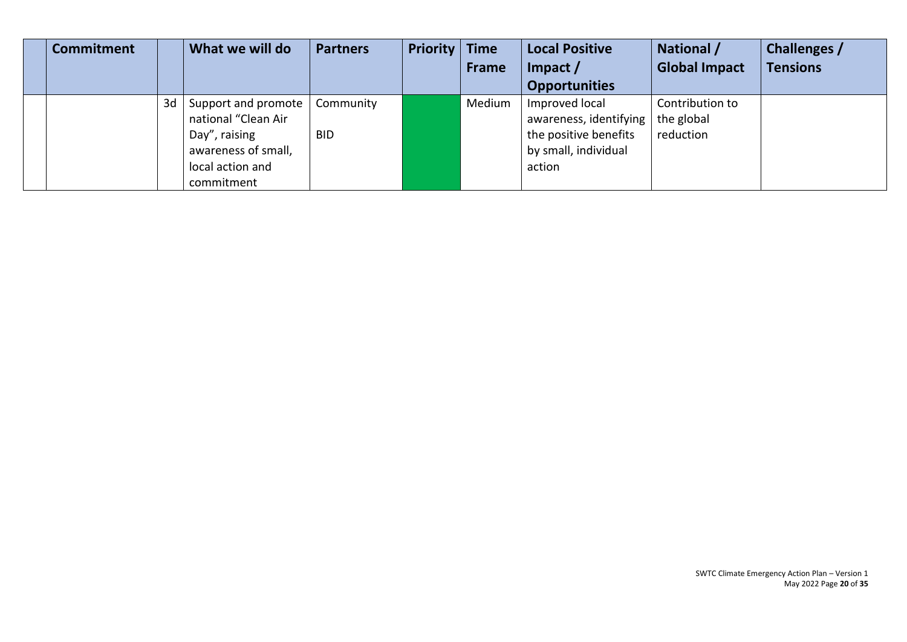| | Commitment | | What we will do | Partners | Priority | Time Frame | Local Positive Impact / Opportunities | National / Global Impact | Challenges / Tensions |
|---|---|---|---|---|---|---|---|---|---|
| | | 3d | Support and promote national "Clean Air Day", raising awareness of small, local action and commitment | Community<br><br>BID | | Medium | Improved local awareness, identifying the positive benefits by small, individual action | Contribution to the global reduction | |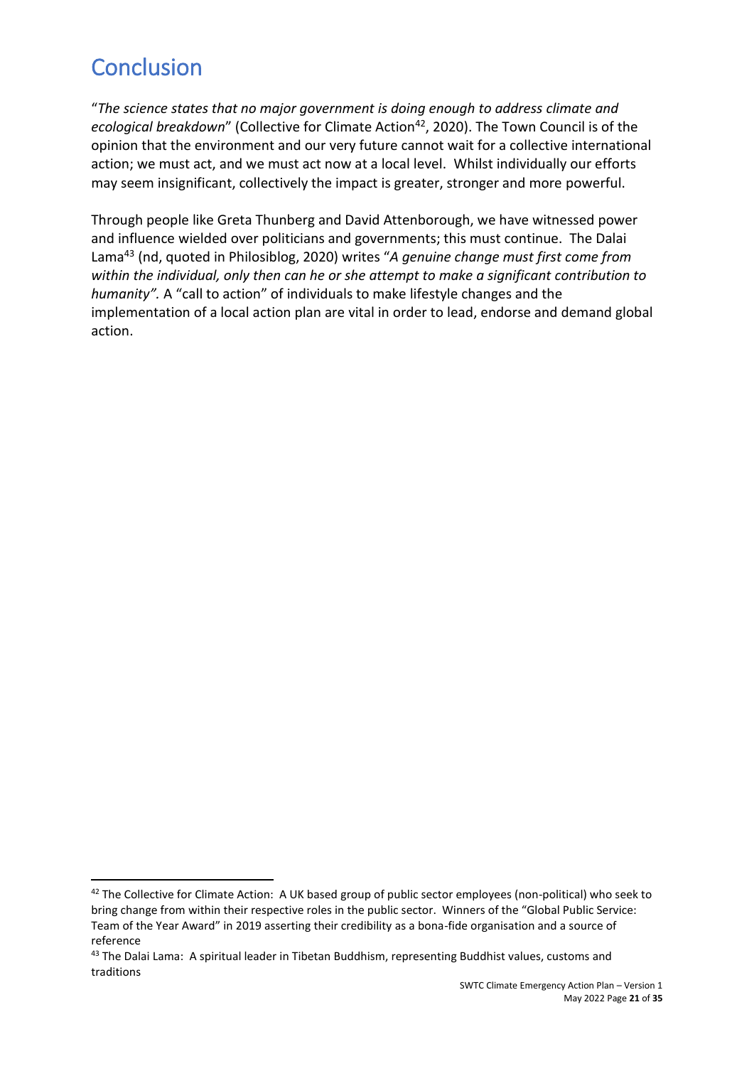# Conclusion

"*The science states that no major government is doing enough to address climate and ecological breakdown*" (Collective for Climate Action[42], 2020). The Town Council is of the opinion that the environment and our very future cannot wait for a collective international action; we must act, and we must act now at a local level. Whilst individually our efforts may seem insignificant, collectively the impact is greater, stronger and more powerful.

Through people like Greta Thunberg and David Attenborough, we have witnessed power and influence wielded over politicians and governments; this must continue. The Dalai Lama[43] (nd, quoted in Philosiblog, 2020) writes "*A genuine change must first come from within the individual, only then can he or she attempt to make a significant contribution to humanity".* A "call to action" of individuals to make lifestyle changes and the implementation of a local action plan are vital in order to lead, endorse and demand global action.

---

[42] The Collective for Climate Action: A UK based group of public sector employees (non-political) who seek to bring change from within their respective roles in the public sector. Winners of the "Global Public Service: Team of the Year Award" in 2019 asserting their credibility as a bona-fide organisation and a source of reference

[43] The Dalai Lama: A spiritual leader in Tibetan Buddhism, representing Buddhist values, customs and traditions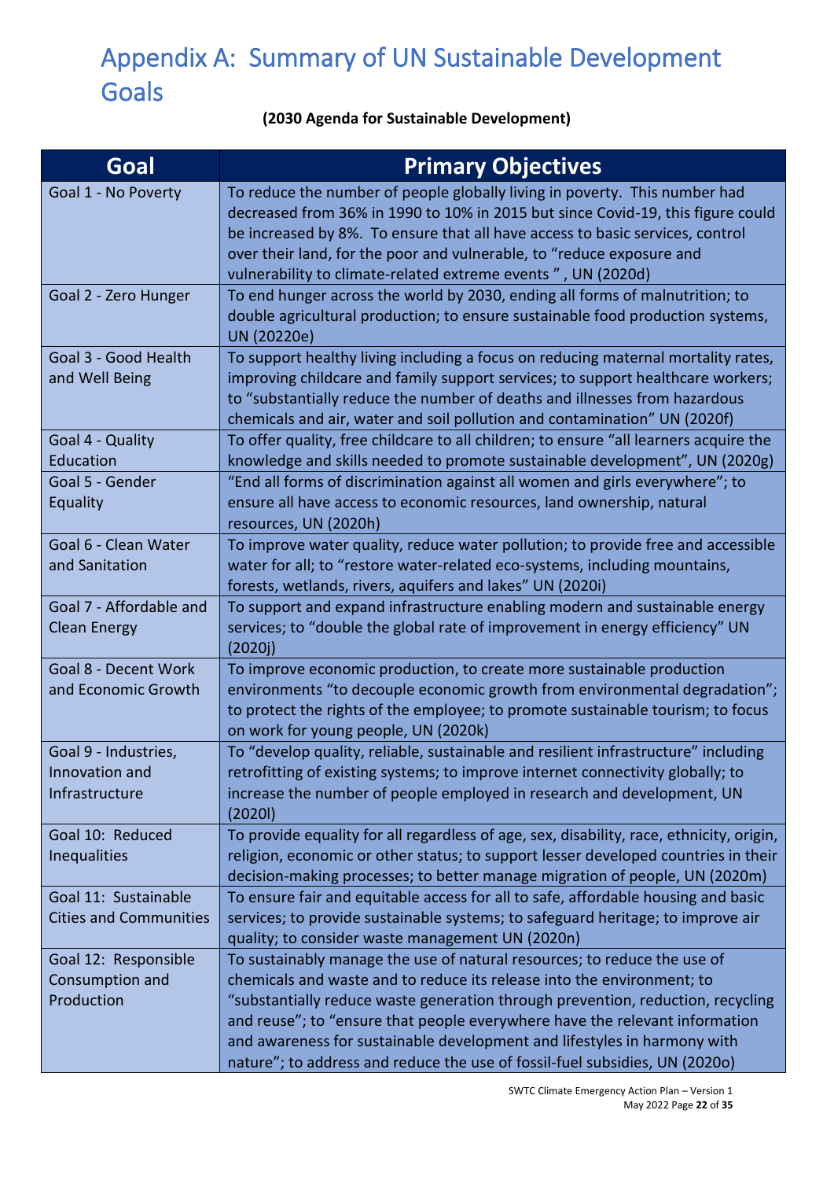# Appendix A: Summary of UN Sustainable Development Goals

**(2030 Agenda for Sustainable Development)**

| Goal | Primary Objectives |
|---|---|
| Goal 1 - No Poverty | To reduce the number of people globally living in poverty. This number had decreased from 36% in 1990 to 10% in 2015 but since Covid-19, this figure could be increased by 8%. To ensure that all have access to basic services, control over their land, for the poor and vulnerable, to "reduce exposure and vulnerability to climate-related extreme events " , UN (2020d) |
| Goal 2 - Zero Hunger | To end hunger across the world by 2030, ending all forms of malnutrition; to double agricultural production; to ensure sustainable food production systems, UN (20220e) |
| Goal 3 - Good Health and Well Being | To support healthy living including a focus on reducing maternal mortality rates, improving childcare and family support services; to support healthcare workers; to "substantially reduce the number of deaths and illnesses from hazardous chemicals and air, water and soil pollution and contamination" UN (2020f) |
| Goal 4 - Quality Education | To offer quality, free childcare to all children; to ensure "all learners acquire the knowledge and skills needed to promote sustainable development", UN (2020g) |
| Goal 5 - Gender Equality | "End all forms of discrimination against all women and girls everywhere"; to ensure all have access to economic resources, land ownership, natural resources, UN (2020h) |
| Goal 6 - Clean Water and Sanitation | To improve water quality, reduce water pollution; to provide free and accessible water for all; to "restore water-related eco-systems, including mountains, forests, wetlands, rivers, aquifers and lakes" UN (2020i) |
| Goal 7 - Affordable and Clean Energy | To support and expand infrastructure enabling modern and sustainable energy services; to "double the global rate of improvement in energy efficiency" UN (2020j) |
| Goal 8 - Decent Work and Economic Growth | To improve economic production, to create more sustainable production environments "to decouple economic growth from environmental degradation"; to protect the rights of the employee; to promote sustainable tourism; to focus on work for young people, UN (2020k) |
| Goal 9 - Industries, Innovation and Infrastructure | To "develop quality, reliable, sustainable and resilient infrastructure" including retrofitting of existing systems; to improve internet connectivity globally; to increase the number of people employed in research and development, UN (2020l) |
| Goal 10: Reduced Inequalities | To provide equality for all regardless of age, sex, disability, race, ethnicity, origin, religion, economic or other status; to support lesser developed countries in their decision-making processes; to better manage migration of people, UN (2020m) |
| Goal 11: Sustainable Cities and Communities | To ensure fair and equitable access for all to safe, affordable housing and basic services; to provide sustainable systems; to safeguard heritage; to improve air quality; to consider waste management UN (2020n) |
| Goal 12: Responsible Consumption and Production | To sustainably manage the use of natural resources; to reduce the use of chemicals and waste and to reduce its release into the environment; to "substantially reduce waste generation through prevention, reduction, recycling and reuse"; to "ensure that people everywhere have the relevant information and awareness for sustainable development and lifestyles in harmony with nature"; to address and reduce the use of fossil-fuel subsidies, UN (2020o) |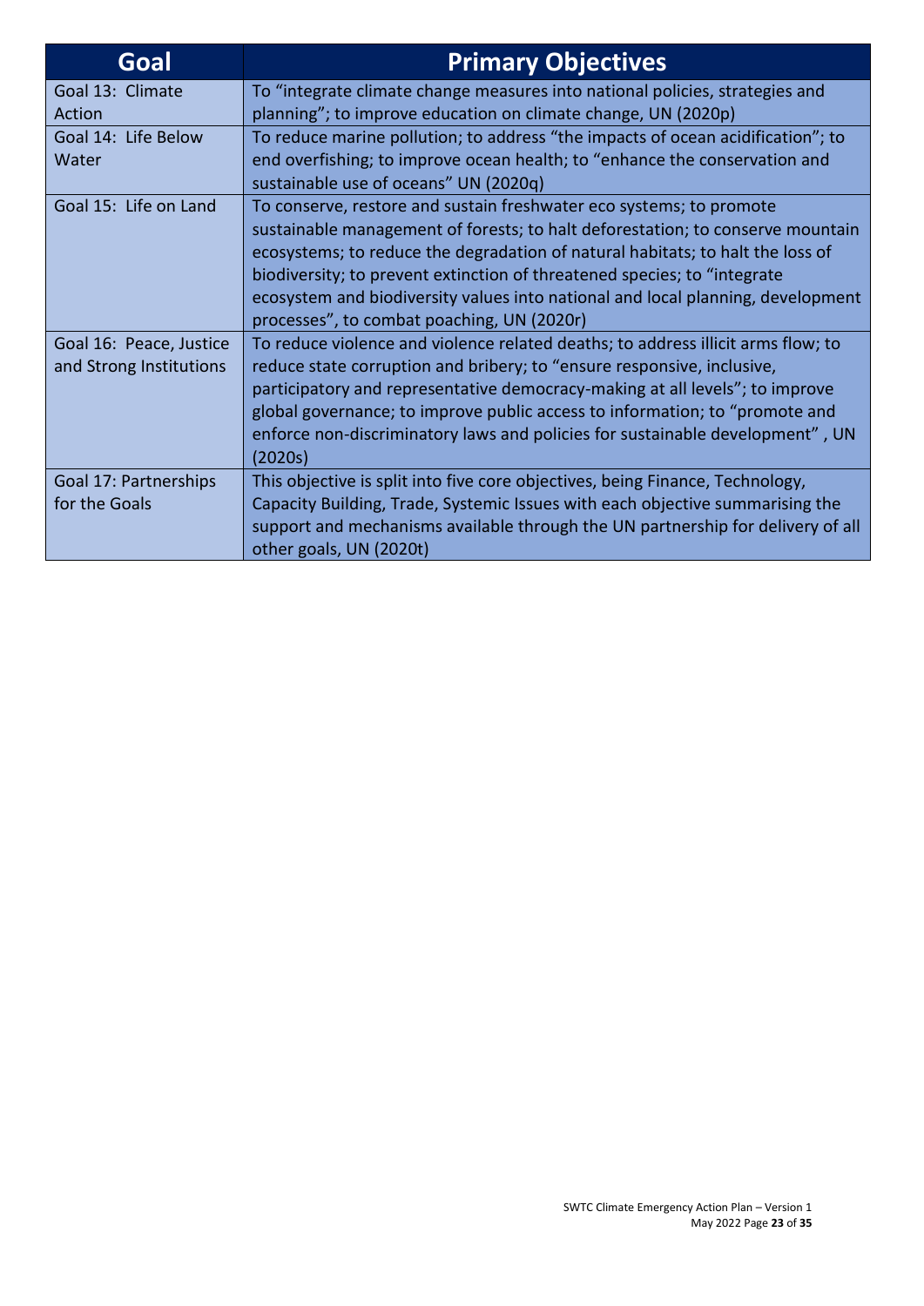| Goal | Primary Objectives |
| --- | --- |
| Goal 13: Climate Action | To "integrate climate change measures into national policies, strategies and planning"; to improve education on climate change, UN (2020p) |
| Goal 14: Life Below Water | To reduce marine pollution; to address "the impacts of ocean acidification"; to end overfishing; to improve ocean health; to "enhance the conservation and sustainable use of oceans" UN (2020q) |
| Goal 15: Life on Land | To conserve, restore and sustain freshwater eco systems; to promote sustainable management of forests; to halt deforestation; to conserve mountain ecosystems; to reduce the degradation of natural habitats; to halt the loss of biodiversity; to prevent extinction of threatened species; to "integrate ecosystem and biodiversity values into national and local planning, development processes", to combat poaching, UN (2020r) |
| Goal 16: Peace, Justice and Strong Institutions | To reduce violence and violence related deaths; to address illicit arms flow; to reduce state corruption and bribery; to "ensure responsive, inclusive, participatory and representative democracy-making at all levels"; to improve global governance; to improve public access to information; to "promote and enforce non-discriminatory laws and policies for sustainable development" , UN (2020s) |
| Goal 17: Partnerships for the Goals | This objective is split into five core objectives, being Finance, Technology, Capacity Building, Trade, Systemic Issues with each objective summarising the support and mechanisms available through the UN partnership for delivery of all other goals, UN (2020t) |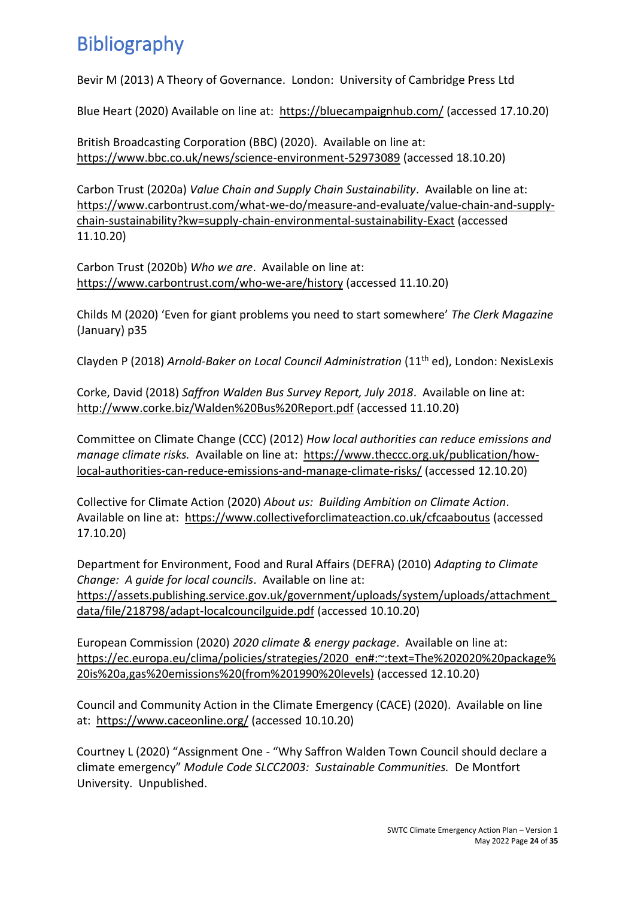# Bibliography

Bevir M (2013) A Theory of Governance. London: University of Cambridge Press Ltd

Blue Heart (2020) Available on line at: https://bluecampaignhub.com/ (accessed 17.10.20)

British Broadcasting Corporation (BBC) (2020). Available on line at: https://www.bbc.co.uk/news/science-environment-52973089 (accessed 18.10.20)

Carbon Trust (2020a) *Value Chain and Supply Chain Sustainability*. Available on line at: https://www.carbontrust.com/what-we-do/measure-and-evaluate/value-chain-and-supply-chain-sustainability?kw=supply-chain-environmental-sustainability-Exact (accessed 11.10.20)

Carbon Trust (2020b) *Who we are*. Available on line at: https://www.carbontrust.com/who-we-are/history (accessed 11.10.20)

Childs M (2020) 'Even for giant problems you need to start somewhere' *The Clerk Magazine* (January) p35

Clayden P (2018) *Arnold-Baker on Local Council Administration* (11th ed), London: NexisLexis

Corke, David (2018) *Saffron Walden Bus Survey Report, July 2018*. Available on line at: http://www.corke.biz/Walden%20Bus%20Report.pdf (accessed 11.10.20)

Committee on Climate Change (CCC) (2012) *How local authorities can reduce emissions and manage climate risks.* Available on line at: https://www.theccc.org.uk/publication/how-local-authorities-can-reduce-emissions-and-manage-climate-risks/ (accessed 12.10.20)

Collective for Climate Action (2020) *About us: Building Ambition on Climate Action*. Available on line at: https://www.collectiveforclimateaction.co.uk/cfcaaboutus (accessed 17.10.20)

Department for Environment, Food and Rural Affairs (DEFRA) (2010) *Adapting to Climate Change: A guide for local councils*. Available on line at: https://assets.publishing.service.gov.uk/government/uploads/system/uploads/attachment_data/file/218798/adapt-localcouncilguide.pdf (accessed 10.10.20)

European Commission (2020) *2020 climate & energy package*. Available on line at: https://ec.europa.eu/clima/policies/strategies/2020_en#:~:text=The%202020%20package%20is%20a,gas%20emissions%20(from%201990%20levels) (accessed 12.10.20)

Council and Community Action in the Climate Emergency (CACE) (2020). Available on line at: https://www.caceonline.org/ (accessed 10.10.20)

Courtney L (2020) "Assignment One - "Why Saffron Walden Town Council should declare a climate emergency" *Module Code SLCC2003: Sustainable Communities.* De Montfort University. Unpublished.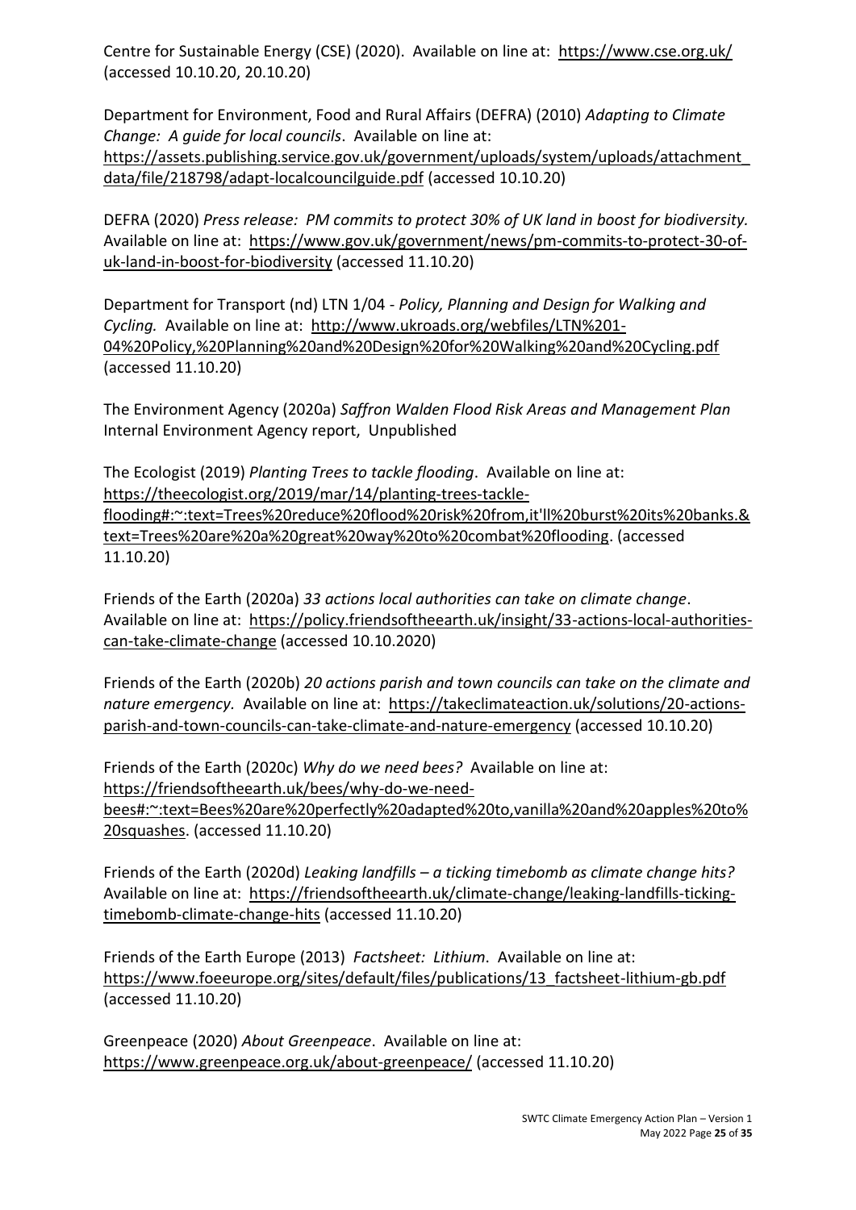Centre for Sustainable Energy (CSE) (2020). Available on line at: https://www.cse.org.uk/ (accessed 10.10.20, 20.10.20)

Department for Environment, Food and Rural Affairs (DEFRA) (2010) *Adapting to Climate Change: A guide for local councils*. Available on line at: https://assets.publishing.service.gov.uk/government/uploads/system/uploads/attachment_data/file/218798/adapt-localcouncilguide.pdf (accessed 10.10.20)

DEFRA (2020) *Press release: PM commits to protect 30% of UK land in boost for biodiversity.* Available on line at: https://www.gov.uk/government/news/pm-commits-to-protect-30-of-uk-land-in-boost-for-biodiversity (accessed 11.10.20)

Department for Transport (nd) LTN 1/04 - *Policy, Planning and Design for Walking and Cycling.* Available on line at: http://www.ukroads.org/webfiles/LTN%201-04%20Policy,%20Planning%20and%20Design%20for%20Walking%20and%20Cycling.pdf (accessed 11.10.20)

The Environment Agency (2020a) *Saffron Walden Flood Risk Areas and Management Plan* Internal Environment Agency report, Unpublished

The Ecologist (2019) *Planting Trees to tackle flooding*. Available on line at: https://theecologist.org/2019/mar/14/planting-trees-tackle-flooding#:~:text=Trees%20reduce%20flood%20risk%20from,it'll%20burst%20its%20banks.&text=Trees%20are%20a%20great%20way%20to%20combat%20flooding. (accessed 11.10.20)

Friends of the Earth (2020a) *33 actions local authorities can take on climate change*. Available on line at: https://policy.friendsoftheearth.uk/insight/33-actions-local-authorities-can-take-climate-change (accessed 10.10.2020)

Friends of the Earth (2020b) *20 actions parish and town councils can take on the climate and nature emergency.* Available on line at: https://takeclimateaction.uk/solutions/20-actions-parish-and-town-councils-can-take-climate-and-nature-emergency (accessed 10.10.20)

Friends of the Earth (2020c) *Why do we need bees?* Available on line at: https://friendsoftheearth.uk/bees/why-do-we-need-bees#:~:text=Bees%20are%20perfectly%20adapted%20to,vanilla%20and%20apples%20to%20squashes. (accessed 11.10.20)

Friends of the Earth (2020d) *Leaking landfills – a ticking timebomb as climate change hits?* Available on line at: https://friendsoftheearth.uk/climate-change/leaking-landfills-ticking-timebomb-climate-change-hits (accessed 11.10.20)

Friends of the Earth Europe (2013) *Factsheet: Lithium*. Available on line at: https://www.foeeurope.org/sites/default/files/publications/13_factsheet-lithium-gb.pdf (accessed 11.10.20)

Greenpeace (2020) *About Greenpeace*. Available on line at: https://www.greenpeace.org.uk/about-greenpeace/ (accessed 11.10.20)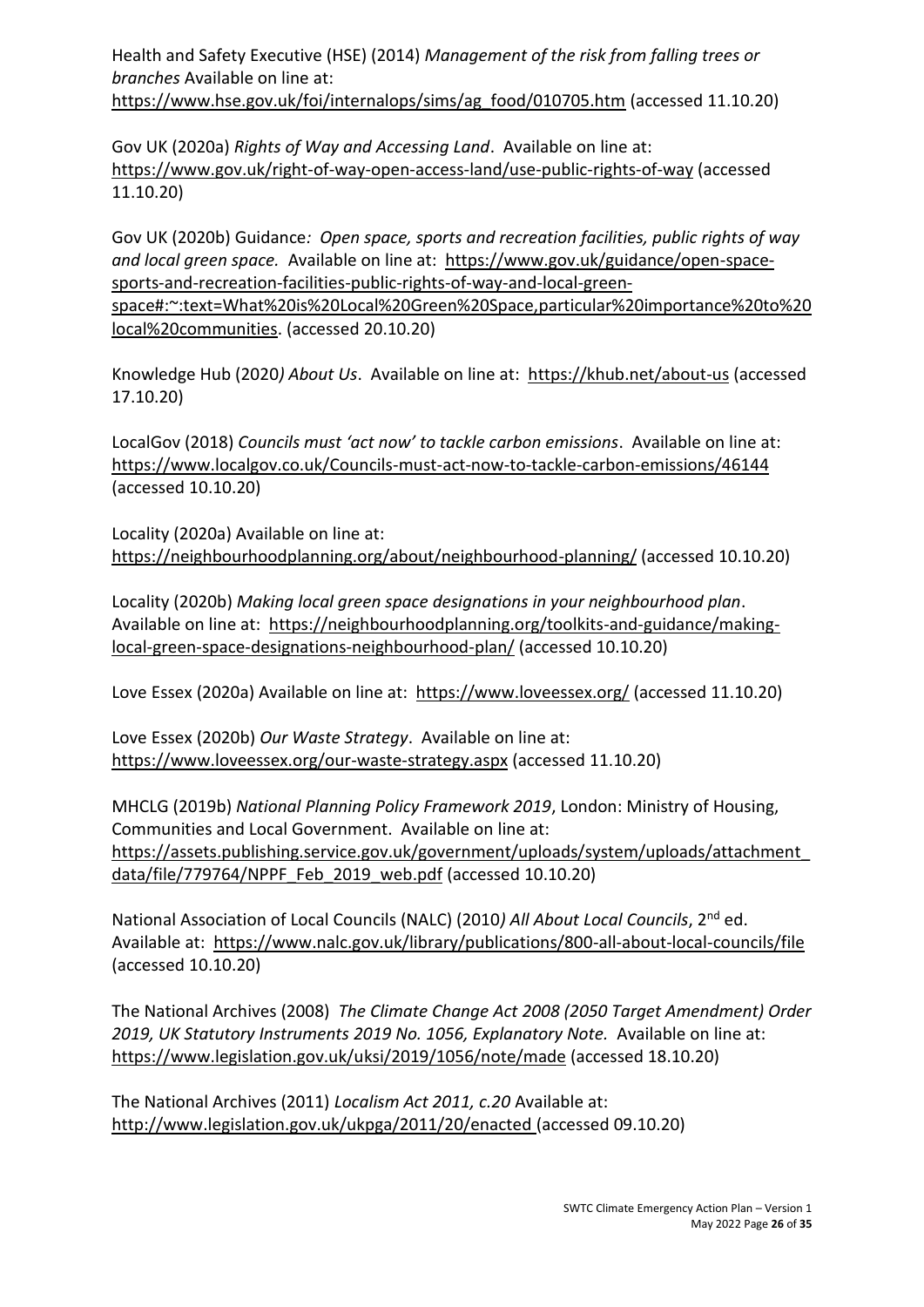Health and Safety Executive (HSE) (2014) *Management of the risk from falling trees or branches* Available on line at: https://www.hse.gov.uk/foi/internalops/sims/ag_food/010705.htm (accessed 11.10.20)

Gov UK (2020a) *Rights of Way and Accessing Land*. Available on line at: https://www.gov.uk/right-of-way-open-access-land/use-public-rights-of-way (accessed 11.10.20)

Gov UK (2020b) Guidance*: Open space, sports and recreation facilities, public rights of way and local green space.* Available on line at: https://www.gov.uk/guidance/open-space-sports-and-recreation-facilities-public-rights-of-way-and-local-green-space#:~:text=What%20is%20Local%20Green%20Space,particular%20importance%20to%20local%20communities. (accessed 20.10.20)

Knowledge Hub (2020*) About Us*. Available on line at: https://khub.net/about-us (accessed 17.10.20)

LocalGov (2018) *Councils must 'act now' to tackle carbon emissions*. Available on line at: https://www.localgov.co.uk/Councils-must-act-now-to-tackle-carbon-emissions/46144 (accessed 10.10.20)

Locality (2020a) Available on line at: https://neighbourhoodplanning.org/about/neighbourhood-planning/ (accessed 10.10.20)

Locality (2020b) *Making local green space designations in your neighbourhood plan*. Available on line at: https://neighbourhoodplanning.org/toolkits-and-guidance/making-local-green-space-designations-neighbourhood-plan/ (accessed 10.10.20)

Love Essex (2020a) Available on line at: https://www.loveessex.org/ (accessed 11.10.20)

Love Essex (2020b) *Our Waste Strategy*. Available on line at: https://www.loveessex.org/our-waste-strategy.aspx (accessed 11.10.20)

MHCLG (2019b) *National Planning Policy Framework 2019*, London: Ministry of Housing, Communities and Local Government. Available on line at: https://assets.publishing.service.gov.uk/government/uploads/system/uploads/attachment_data/file/779764/NPPF_Feb_2019_web.pdf (accessed 10.10.20)

National Association of Local Councils (NALC) (2010*) All About Local Councils*, 2nd ed. Available at: https://www.nalc.gov.uk/library/publications/800-all-about-local-councils/file (accessed 10.10.20)

The National Archives (2008) *The Climate Change Act 2008 (2050 Target Amendment) Order 2019, UK Statutory Instruments 2019 No. 1056, Explanatory Note.* Available on line at: https://www.legislation.gov.uk/uksi/2019/1056/note/made (accessed 18.10.20)

The National Archives (2011) *Localism Act 2011, c.20* Available at: http://www.legislation.gov.uk/ukpga/2011/20/enacted (accessed 09.10.20)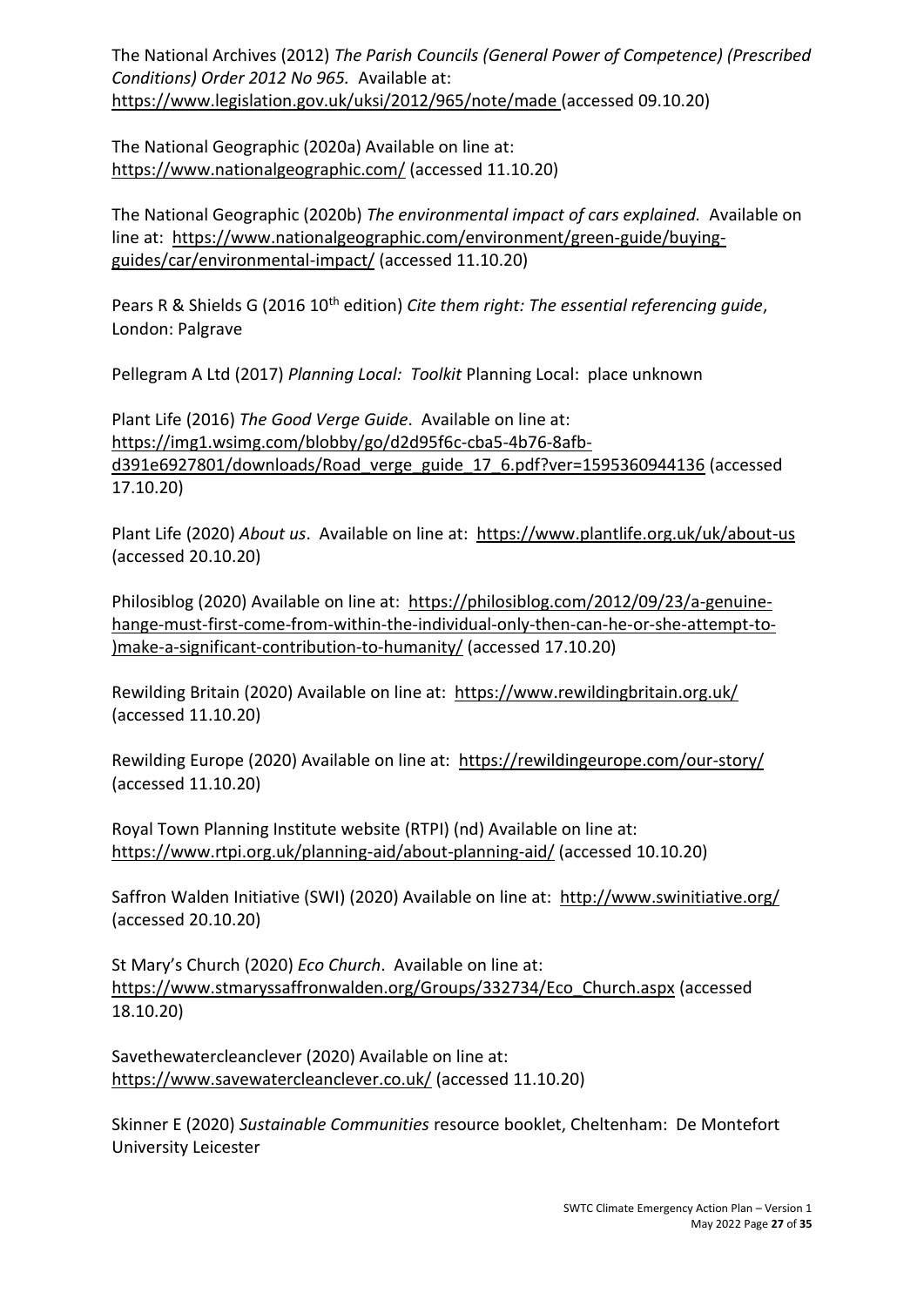The National Archives (2012) *The Parish Councils (General Power of Competence) (Prescribed Conditions) Order 2012 No 965.* Available at: https://www.legislation.gov.uk/uksi/2012/965/note/made (accessed 09.10.20)

The National Geographic (2020a) Available on line at: https://www.nationalgeographic.com/ (accessed 11.10.20)

The National Geographic (2020b) *The environmental impact of cars explained.* Available on line at: https://www.nationalgeographic.com/environment/green-guide/buying-guides/car/environmental-impact/ (accessed 11.10.20)

Pears R & Shields G (2016 10th edition) *Cite them right: The essential referencing guide*, London: Palgrave

Pellegram A Ltd (2017) *Planning Local: Toolkit* Planning Local: place unknown

Plant Life (2016) *The Good Verge Guide*. Available on line at: https://img1.wsimg.com/blobby/go/d2d95f6c-cba5-4b76-8afb-d391e6927801/downloads/Road_verge_guide_17_6.pdf?ver=1595360944136 (accessed 17.10.20)

Plant Life (2020) *About us*. Available on line at: https://www.plantlife.org.uk/uk/about-us (accessed 20.10.20)

Philosiblog (2020) Available on line at: https://philosiblog.com/2012/09/23/a-genuine-hange-must-first-come-from-within-the-individual-only-then-can-he-or-she-attempt-to-)make-a-significant-contribution-to-humanity/ (accessed 17.10.20)

Rewilding Britain (2020) Available on line at: https://www.rewildingbritain.org.uk/ (accessed 11.10.20)

Rewilding Europe (2020) Available on line at: https://rewildingeurope.com/our-story/ (accessed 11.10.20)

Royal Town Planning Institute website (RTPI) (nd) Available on line at: https://www.rtpi.org.uk/planning-aid/about-planning-aid/ (accessed 10.10.20)

Saffron Walden Initiative (SWI) (2020) Available on line at: http://www.swinitiative.org/ (accessed 20.10.20)

St Mary's Church (2020) *Eco Church*. Available on line at: https://www.stmaryssaffronwalden.org/Groups/332734/Eco_Church.aspx (accessed 18.10.20)

Savethewatercleanclever (2020) Available on line at: https://www.savewatercleanclever.co.uk/ (accessed 11.10.20)

Skinner E (2020) *Sustainable Communities* resource booklet, Cheltenham: De Montefort University Leicester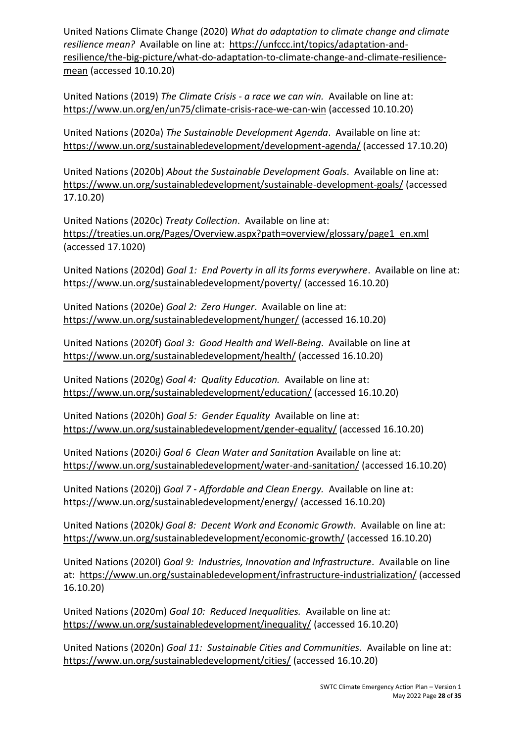United Nations Climate Change (2020) *What do adaptation to climate change and climate resilience mean?* Available on line at: https://unfccc.int/topics/adaptation-and-resilience/the-big-picture/what-do-adaptation-to-climate-change-and-climate-resilience-mean (accessed 10.10.20)

United Nations (2019) *The Climate Crisis - a race we can win.* Available on line at: https://www.un.org/en/un75/climate-crisis-race-we-can-win (accessed 10.10.20)

United Nations (2020a) *The Sustainable Development Agenda*. Available on line at: https://www.un.org/sustainabledevelopment/development-agenda/ (accessed 17.10.20)

United Nations (2020b) *About the Sustainable Development Goals*. Available on line at: https://www.un.org/sustainabledevelopment/sustainable-development-goals/ (accessed 17.10.20)

United Nations (2020c) *Treaty Collection*. Available on line at: https://treaties.un.org/Pages/Overview.aspx?path=overview/glossary/page1_en.xml (accessed 17.1020)

United Nations (2020d) *Goal 1: End Poverty in all its forms everywhere*. Available on line at: https://www.un.org/sustainabledevelopment/poverty/ (accessed 16.10.20)

United Nations (2020e) *Goal 2: Zero Hunger*. Available on line at: https://www.un.org/sustainabledevelopment/hunger/ (accessed 16.10.20)

United Nations (2020f) *Goal 3: Good Health and Well-Being*. Available on line at https://www.un.org/sustainabledevelopment/health/ (accessed 16.10.20)

United Nations (2020g) *Goal 4: Quality Education.* Available on line at: https://www.un.org/sustainabledevelopment/education/ (accessed 16.10.20)

United Nations (2020h) *Goal 5: Gender Equality* Available on line at: https://www.un.org/sustainabledevelopment/gender-equality/ (accessed 16.10.20)

United Nations (2020i*) Goal 6 Clean Water and Sanitation* Available on line at: https://www.un.org/sustainabledevelopment/water-and-sanitation/ (accessed 16.10.20)

United Nations (2020j) *Goal 7 - Affordable and Clean Energy.* Available on line at: https://www.un.org/sustainabledevelopment/energy/ (accessed 16.10.20)

United Nations (2020k*) Goal 8: Decent Work and Economic Growth*. Available on line at: https://www.un.org/sustainabledevelopment/economic-growth/ (accessed 16.10.20)

United Nations (2020l) *Goal 9: Industries, Innovation and Infrastructure*. Available on line at: https://www.un.org/sustainabledevelopment/infrastructure-industrialization/ (accessed 16.10.20)

United Nations (2020m) *Goal 10: Reduced Inequalities.* Available on line at: https://www.un.org/sustainabledevelopment/inequality/ (accessed 16.10.20)

United Nations (2020n) *Goal 11: Sustainable Cities and Communities*. Available on line at: https://www.un.org/sustainabledevelopment/cities/ (accessed 16.10.20)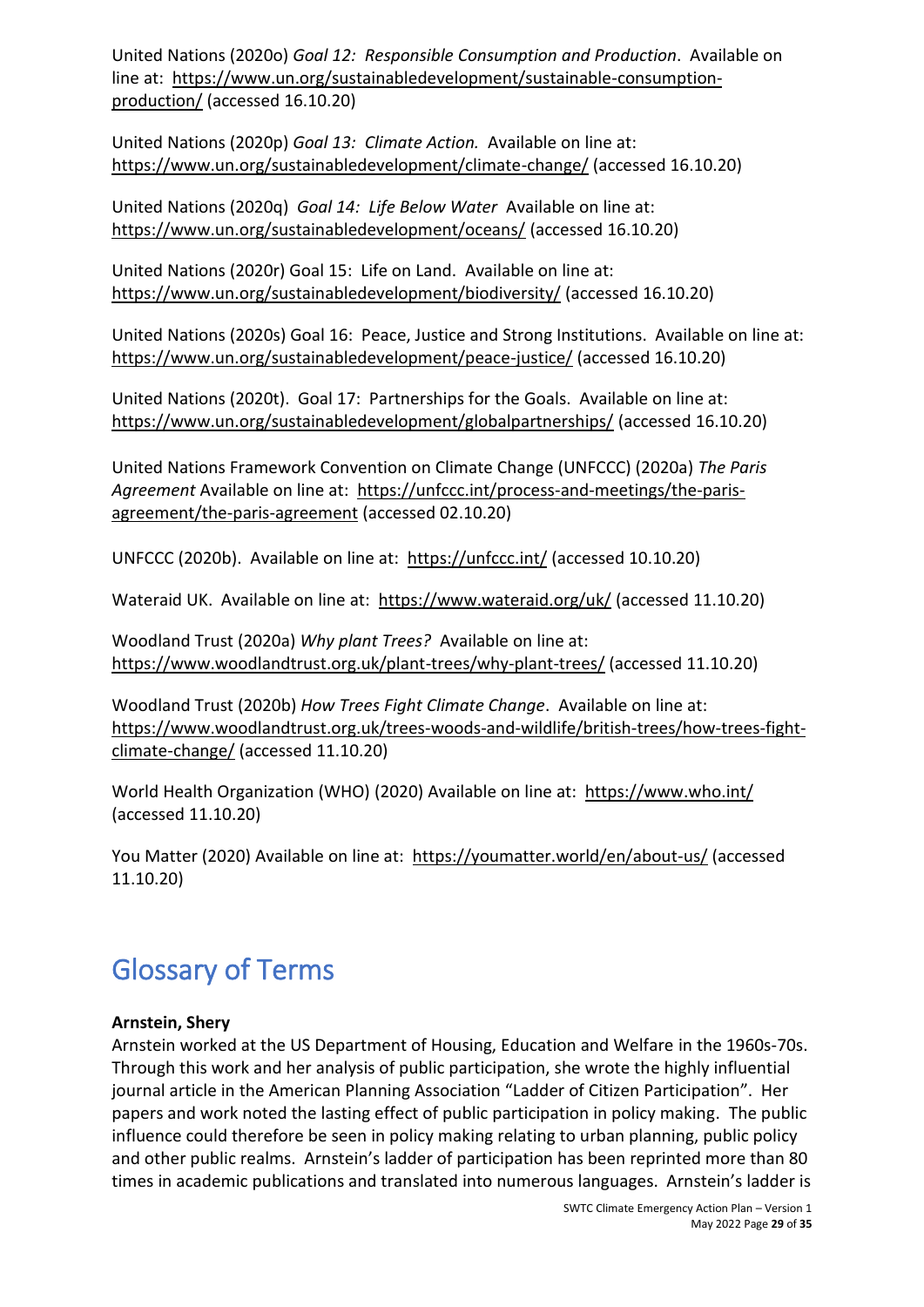United Nations (2020o) *Goal 12: Responsible Consumption and Production*. Available on line at: https://www.un.org/sustainabledevelopment/sustainable-consumption-production/ (accessed 16.10.20)

United Nations (2020p) *Goal 13: Climate Action.* Available on line at: https://www.un.org/sustainabledevelopment/climate-change/ (accessed 16.10.20)

United Nations (2020q) *Goal 14: Life Below Water* Available on line at: https://www.un.org/sustainabledevelopment/oceans/ (accessed 16.10.20)

United Nations (2020r) Goal 15: Life on Land. Available on line at: https://www.un.org/sustainabledevelopment/biodiversity/ (accessed 16.10.20)

United Nations (2020s) Goal 16: Peace, Justice and Strong Institutions. Available on line at: https://www.un.org/sustainabledevelopment/peace-justice/ (accessed 16.10.20)

United Nations (2020t). Goal 17: Partnerships for the Goals. Available on line at: https://www.un.org/sustainabledevelopment/globalpartnerships/ (accessed 16.10.20)

United Nations Framework Convention on Climate Change (UNFCCC) (2020a) *The Paris Agreement* Available on line at: https://unfccc.int/process-and-meetings/the-paris-agreement/the-paris-agreement (accessed 02.10.20)

UNFCCC (2020b). Available on line at: https://unfccc.int/ (accessed 10.10.20)

Wateraid UK. Available on line at: https://www.wateraid.org/uk/ (accessed 11.10.20)

Woodland Trust (2020a) *Why plant Trees?* Available on line at: https://www.woodlandtrust.org.uk/plant-trees/why-plant-trees/ (accessed 11.10.20)

Woodland Trust (2020b) *How Trees Fight Climate Change*. Available on line at: https://www.woodlandtrust.org.uk/trees-woods-and-wildlife/british-trees/how-trees-fight-climate-change/ (accessed 11.10.20)

World Health Organization (WHO) (2020) Available on line at: https://www.who.int/ (accessed 11.10.20)

You Matter (2020) Available on line at: https://youmatter.world/en/about-us/ (accessed 11.10.20)

# Glossary of Terms

**Arnstein, Shery**

Arnstein worked at the US Department of Housing, Education and Welfare in the 1960s-70s. Through this work and her analysis of public participation, she wrote the highly influential journal article in the American Planning Association "Ladder of Citizen Participation". Her papers and work noted the lasting effect of public participation in policy making. The public influence could therefore be seen in policy making relating to urban planning, public policy and other public realms. Arnstein's ladder of participation has been reprinted more than 80 times in academic publications and translated into numerous languages. Arnstein's ladder is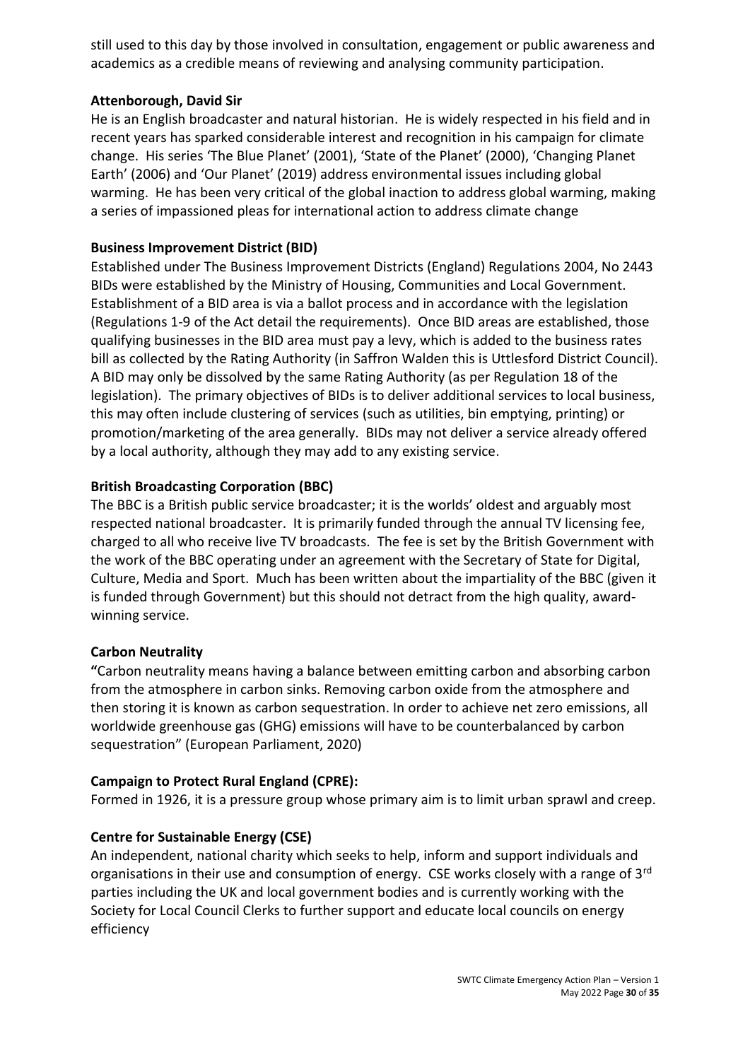still used to this day by those involved in consultation, engagement or public awareness and academics as a credible means of reviewing and analysing community participation.

**Attenborough, David Sir**

He is an English broadcaster and natural historian. He is widely respected in his field and in recent years has sparked considerable interest and recognition in his campaign for climate change. His series 'The Blue Planet' (2001), 'State of the Planet' (2000), 'Changing Planet Earth' (2006) and 'Our Planet' (2019) address environmental issues including global warming. He has been very critical of the global inaction to address global warming, making a series of impassioned pleas for international action to address climate change

**Business Improvement District (BID)**

Established under The Business Improvement Districts (England) Regulations 2004, No 2443 BIDs were established by the Ministry of Housing, Communities and Local Government. Establishment of a BID area is via a ballot process and in accordance with the legislation (Regulations 1-9 of the Act detail the requirements). Once BID areas are established, those qualifying businesses in the BID area must pay a levy, which is added to the business rates bill as collected by the Rating Authority (in Saffron Walden this is Uttlesford District Council). A BID may only be dissolved by the same Rating Authority (as per Regulation 18 of the legislation). The primary objectives of BIDs is to deliver additional services to local business, this may often include clustering of services (such as utilities, bin emptying, printing) or promotion/marketing of the area generally. BIDs may not deliver a service already offered by a local authority, although they may add to any existing service.

**British Broadcasting Corporation (BBC)**

The BBC is a British public service broadcaster; it is the worlds' oldest and arguably most respected national broadcaster. It is primarily funded through the annual TV licensing fee, charged to all who receive live TV broadcasts. The fee is set by the British Government with the work of the BBC operating under an agreement with the Secretary of State for Digital, Culture, Media and Sport. Much has been written about the impartiality of the BBC (given it is funded through Government) but this should not detract from the high quality, award-winning service.

**Carbon Neutrality**

**"**Carbon neutrality means having a balance between emitting carbon and absorbing carbon from the atmosphere in carbon sinks. Removing carbon oxide from the atmosphere and then storing it is known as carbon sequestration. In order to achieve net zero emissions, all worldwide greenhouse gas (GHG) emissions will have to be counterbalanced by carbon sequestration" (European Parliament, 2020)

**Campaign to Protect Rural England (CPRE):**

Formed in 1926, it is a pressure group whose primary aim is to limit urban sprawl and creep.

**Centre for Sustainable Energy (CSE)**

An independent, national charity which seeks to help, inform and support individuals and organisations in their use and consumption of energy. CSE works closely with a range of 3rd parties including the UK and local government bodies and is currently working with the Society for Local Council Clerks to further support and educate local councils on energy efficiency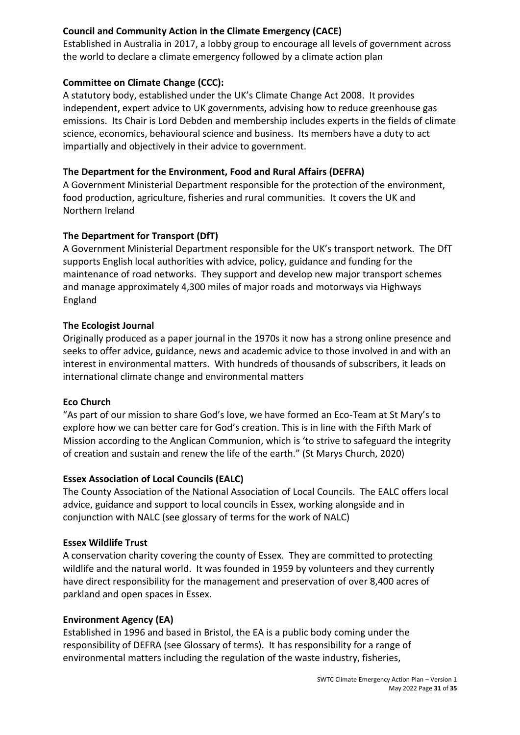**Council and Community Action in the Climate Emergency (CACE)**
Established in Australia in 2017, a lobby group to encourage all levels of government across the world to declare a climate emergency followed by a climate action plan

**Committee on Climate Change (CCC):**
A statutory body, established under the UK's Climate Change Act 2008. It provides independent, expert advice to UK governments, advising how to reduce greenhouse gas emissions. Its Chair is Lord Debden and membership includes experts in the fields of climate science, economics, behavioural science and business. Its members have a duty to act impartially and objectively in their advice to government.

**The Department for the Environment, Food and Rural Affairs (DEFRA)**
A Government Ministerial Department responsible for the protection of the environment, food production, agriculture, fisheries and rural communities. It covers the UK and Northern Ireland

**The Department for Transport (DfT)**
A Government Ministerial Department responsible for the UK's transport network. The DfT supports English local authorities with advice, policy, guidance and funding for the maintenance of road networks. They support and develop new major transport schemes and manage approximately 4,300 miles of major roads and motorways via Highways England

**The Ecologist Journal**
Originally produced as a paper journal in the 1970s it now has a strong online presence and seeks to offer advice, guidance, news and academic advice to those involved in and with an interest in environmental matters. With hundreds of thousands of subscribers, it leads on international climate change and environmental matters

**Eco Church**
"As part of our mission to share God's love, we have formed an Eco-Team at St Mary's to explore how we can better care for God's creation. This is in line with the Fifth Mark of Mission according to the Anglican Communion, which is 'to strive to safeguard the integrity of creation and sustain and renew the life of the earth." (St Marys Church, 2020)

**Essex Association of Local Councils (EALC)**
The County Association of the National Association of Local Councils. The EALC offers local advice, guidance and support to local councils in Essex, working alongside and in conjunction with NALC (see glossary of terms for the work of NALC)

**Essex Wildlife Trust**
A conservation charity covering the county of Essex. They are committed to protecting wildlife and the natural world. It was founded in 1959 by volunteers and they currently have direct responsibility for the management and preservation of over 8,400 acres of parkland and open spaces in Essex.

**Environment Agency (EA)**
Established in 1996 and based in Bristol, the EA is a public body coming under the responsibility of DEFRA (see Glossary of terms). It has responsibility for a range of environmental matters including the regulation of the waste industry, fisheries,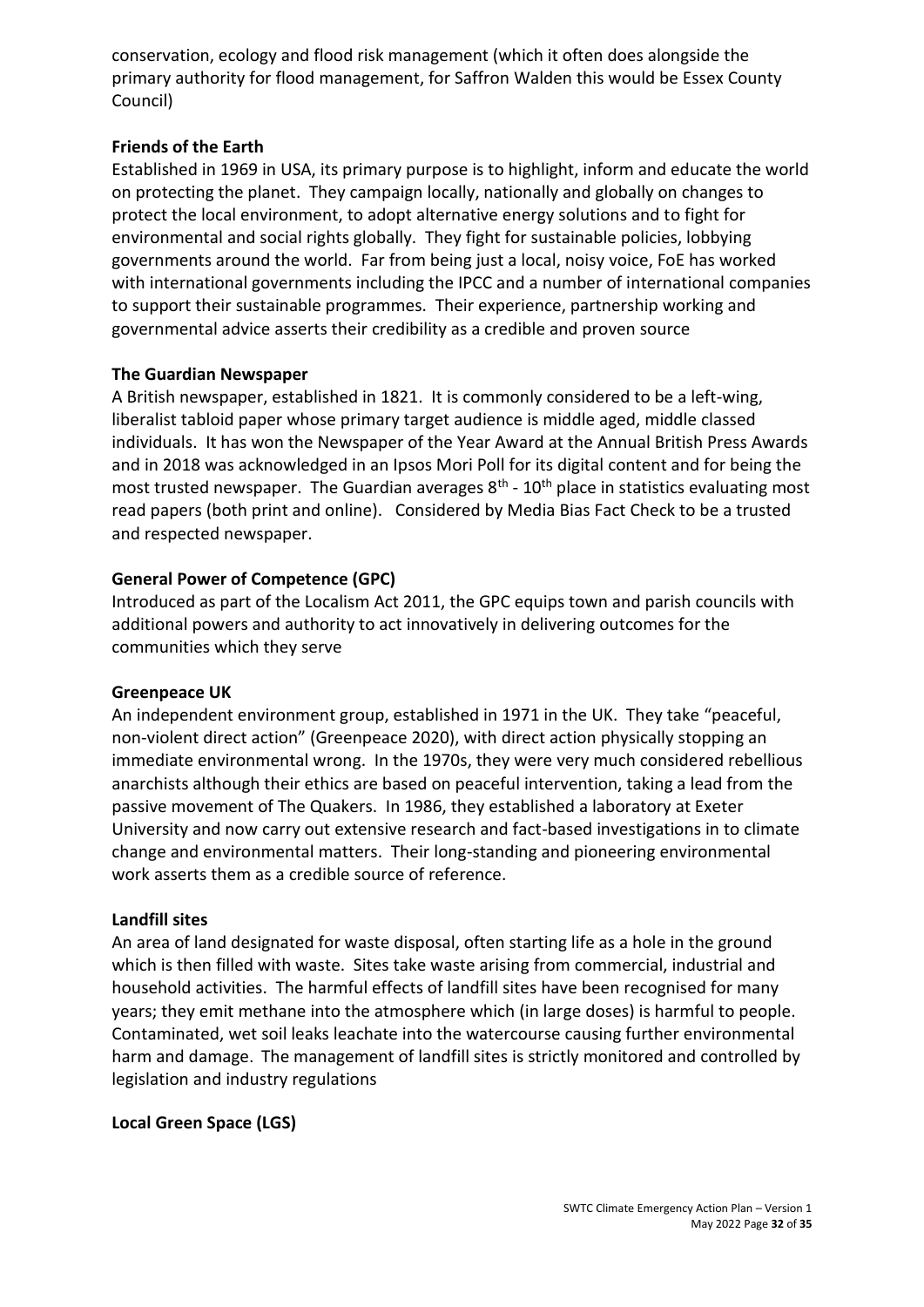conservation, ecology and flood risk management (which it often does alongside the primary authority for flood management, for Saffron Walden this would be Essex County Council)

**Friends of the Earth**

Established in 1969 in USA, its primary purpose is to highlight, inform and educate the world on protecting the planet. They campaign locally, nationally and globally on changes to protect the local environment, to adopt alternative energy solutions and to fight for environmental and social rights globally. They fight for sustainable policies, lobbying governments around the world. Far from being just a local, noisy voice, FoE has worked with international governments including the IPCC and a number of international companies to support their sustainable programmes. Their experience, partnership working and governmental advice asserts their credibility as a credible and proven source

**The Guardian Newspaper**

A British newspaper, established in 1821. It is commonly considered to be a left-wing, liberalist tabloid paper whose primary target audience is middle aged, middle classed individuals. It has won the Newspaper of the Year Award at the Annual British Press Awards and in 2018 was acknowledged in an Ipsos Mori Poll for its digital content and for being the most trusted newspaper. The Guardian averages 8th - 10th place in statistics evaluating most read papers (both print and online). Considered by Media Bias Fact Check to be a trusted and respected newspaper.

**General Power of Competence (GPC)**

Introduced as part of the Localism Act 2011, the GPC equips town and parish councils with additional powers and authority to act innovatively in delivering outcomes for the communities which they serve

**Greenpeace UK**

An independent environment group, established in 1971 in the UK. They take "peaceful, non-violent direct action" (Greenpeace 2020), with direct action physically stopping an immediate environmental wrong. In the 1970s, they were very much considered rebellious anarchists although their ethics are based on peaceful intervention, taking a lead from the passive movement of The Quakers. In 1986, they established a laboratory at Exeter University and now carry out extensive research and fact-based investigations in to climate change and environmental matters. Their long-standing and pioneering environmental work asserts them as a credible source of reference.

**Landfill sites**

An area of land designated for waste disposal, often starting life as a hole in the ground which is then filled with waste. Sites take waste arising from commercial, industrial and household activities. The harmful effects of landfill sites have been recognised for many years; they emit methane into the atmosphere which (in large doses) is harmful to people. Contaminated, wet soil leaks leachate into the watercourse causing further environmental harm and damage. The management of landfill sites is strictly monitored and controlled by legislation and industry regulations

**Local Green Space (LGS)**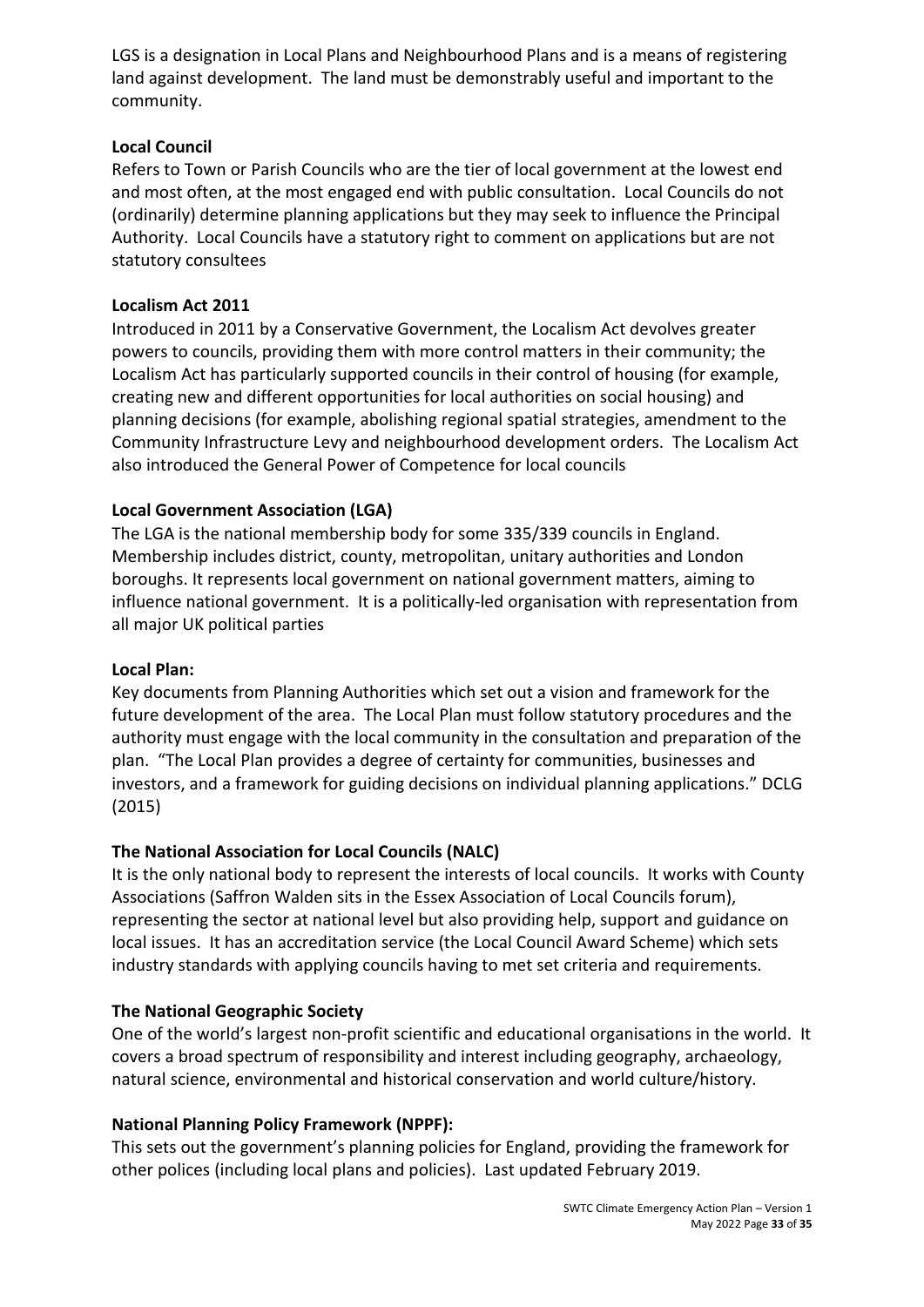LGS is a designation in Local Plans and Neighbourhood Plans and is a means of registering land against development. The land must be demonstrably useful and important to the community.

**Local Council**

Refers to Town or Parish Councils who are the tier of local government at the lowest end and most often, at the most engaged end with public consultation. Local Councils do not (ordinarily) determine planning applications but they may seek to influence the Principal Authority. Local Councils have a statutory right to comment on applications but are not statutory consultees

**Localism Act 2011**

Introduced in 2011 by a Conservative Government, the Localism Act devolves greater powers to councils, providing them with more control matters in their community; the Localism Act has particularly supported councils in their control of housing (for example, creating new and different opportunities for local authorities on social housing) and planning decisions (for example, abolishing regional spatial strategies, amendment to the Community Infrastructure Levy and neighbourhood development orders. The Localism Act also introduced the General Power of Competence for local councils

**Local Government Association (LGA)**

The LGA is the national membership body for some 335/339 councils in England. Membership includes district, county, metropolitan, unitary authorities and London boroughs. It represents local government on national government matters, aiming to influence national government. It is a politically-led organisation with representation from all major UK political parties

**Local Plan:**

Key documents from Planning Authorities which set out a vision and framework for the future development of the area. The Local Plan must follow statutory procedures and the authority must engage with the local community in the consultation and preparation of the plan. "The Local Plan provides a degree of certainty for communities, businesses and investors, and a framework for guiding decisions on individual planning applications." DCLG (2015)

**The National Association for Local Councils (NALC)**

It is the only national body to represent the interests of local councils. It works with County Associations (Saffron Walden sits in the Essex Association of Local Councils forum), representing the sector at national level but also providing help, support and guidance on local issues. It has an accreditation service (the Local Council Award Scheme) which sets industry standards with applying councils having to met set criteria and requirements.

**The National Geographic Society**

One of the world's largest non-profit scientific and educational organisations in the world. It covers a broad spectrum of responsibility and interest including geography, archaeology, natural science, environmental and historical conservation and world culture/history.

**National Planning Policy Framework (NPPF):**

This sets out the government's planning policies for England, providing the framework for other polices (including local plans and policies). Last updated February 2019.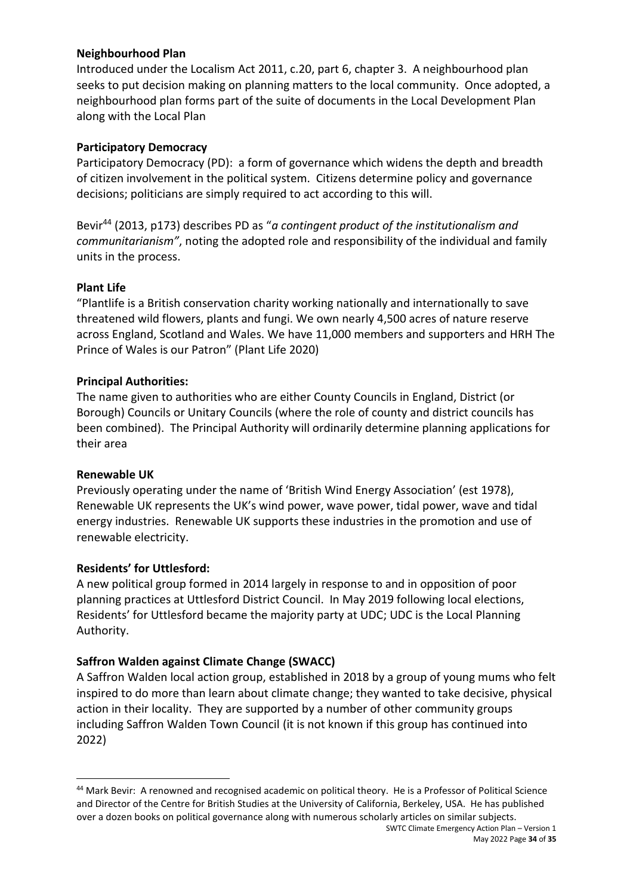**Neighbourhood Plan**

Introduced under the Localism Act 2011, c.20, part 6, chapter 3. A neighbourhood plan seeks to put decision making on planning matters to the local community. Once adopted, a neighbourhood plan forms part of the suite of documents in the Local Development Plan along with the Local Plan

**Participatory Democracy**

Participatory Democracy (PD): a form of governance which widens the depth and breadth of citizen involvement in the political system. Citizens determine policy and governance decisions; politicians are simply required to act according to this will.

Bevir[44] (2013, p173) describes PD as "*a contingent product of the institutionalism and communitarianism"*, noting the adopted role and responsibility of the individual and family units in the process.

**Plant Life**

"Plantlife is a British conservation charity working nationally and internationally to save threatened wild flowers, plants and fungi. We own nearly 4,500 acres of nature reserve across England, Scotland and Wales. We have 11,000 members and supporters and HRH The Prince of Wales is our Patron" (Plant Life 2020)

**Principal Authorities:**

The name given to authorities who are either County Councils in England, District (or Borough) Councils or Unitary Councils (where the role of county and district councils has been combined). The Principal Authority will ordinarily determine planning applications for their area

**Renewable UK**

Previously operating under the name of 'British Wind Energy Association' (est 1978), Renewable UK represents the UK's wind power, wave power, tidal power, wave and tidal energy industries. Renewable UK supports these industries in the promotion and use of renewable electricity.

**Residents' for Uttlesford:**

A new political group formed in 2014 largely in response to and in opposition of poor planning practices at Uttlesford District Council. In May 2019 following local elections, Residents' for Uttlesford became the majority party at UDC; UDC is the Local Planning Authority.

**Saffron Walden against Climate Change (SWACC)**

A Saffron Walden local action group, established in 2018 by a group of young mums who felt inspired to do more than learn about climate change; they wanted to take decisive, physical action in their locality. They are supported by a number of other community groups including Saffron Walden Town Council (it is not known if this group has continued into 2022)

---

[44] Mark Bevir: A renowned and recognised academic on political theory. He is a Professor of Political Science and Director of the Centre for British Studies at the University of California, Berkeley, USA. He has published over a dozen books on political governance along with numerous scholarly articles on similar subjects.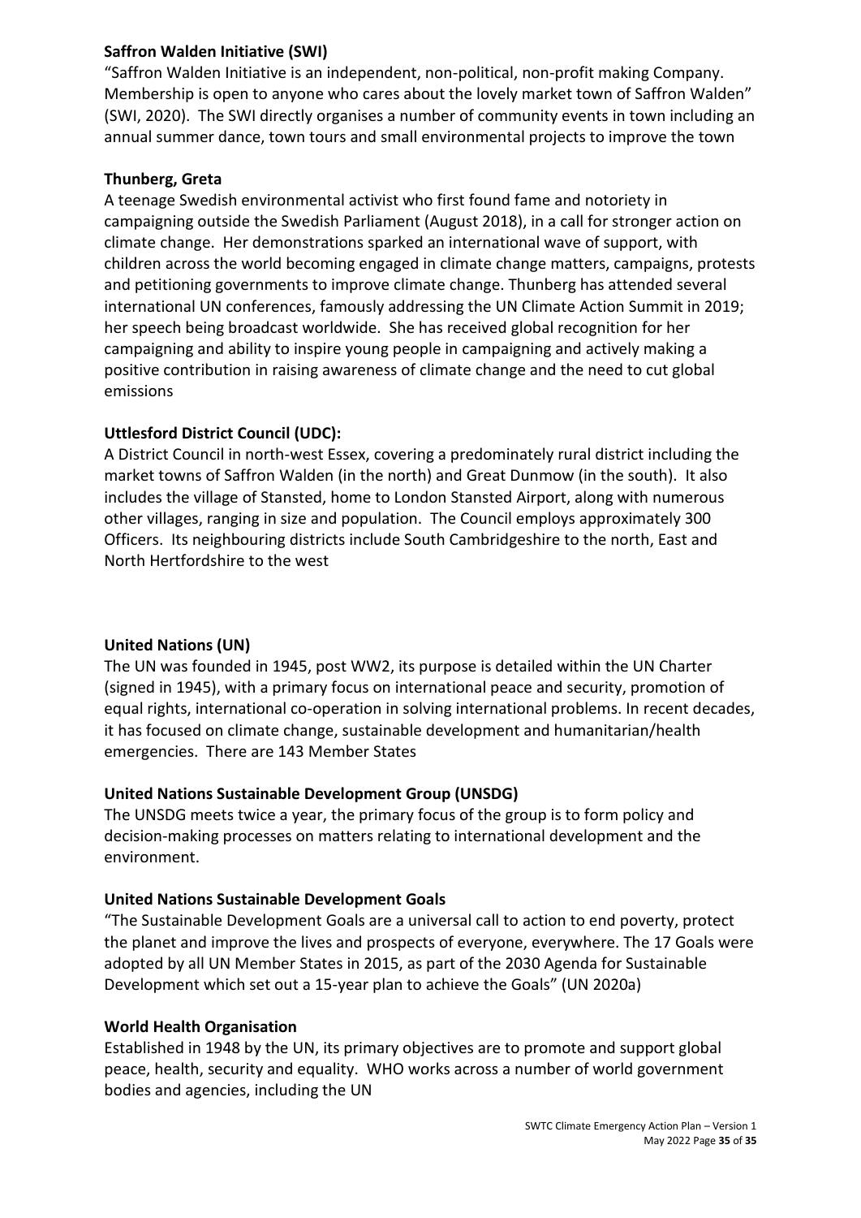**Saffron Walden Initiative (SWI)**
"Saffron Walden Initiative is an independent, non-political, non-profit making Company. Membership is open to anyone who cares about the lovely market town of Saffron Walden" (SWI, 2020). The SWI directly organises a number of community events in town including an annual summer dance, town tours and small environmental projects to improve the town

**Thunberg, Greta**
A teenage Swedish environmental activist who first found fame and notoriety in campaigning outside the Swedish Parliament (August 2018), in a call for stronger action on climate change. Her demonstrations sparked an international wave of support, with children across the world becoming engaged in climate change matters, campaigns, protests and petitioning governments to improve climate change. Thunberg has attended several international UN conferences, famously addressing the UN Climate Action Summit in 2019; her speech being broadcast worldwide. She has received global recognition for her campaigning and ability to inspire young people in campaigning and actively making a positive contribution in raising awareness of climate change and the need to cut global emissions

**Uttlesford District Council (UDC):**
A District Council in north-west Essex, covering a predominately rural district including the market towns of Saffron Walden (in the north) and Great Dunmow (in the south). It also includes the village of Stansted, home to London Stansted Airport, along with numerous other villages, ranging in size and population. The Council employs approximately 300 Officers. Its neighbouring districts include South Cambridgeshire to the north, East and North Hertfordshire to the west

**United Nations (UN)**
The UN was founded in 1945, post WW2, its purpose is detailed within the UN Charter (signed in 1945), with a primary focus on international peace and security, promotion of equal rights, international co-operation in solving international problems. In recent decades, it has focused on climate change, sustainable development and humanitarian/health emergencies. There are 143 Member States

**United Nations Sustainable Development Group (UNSDG)**
The UNSDG meets twice a year, the primary focus of the group is to form policy and decision-making processes on matters relating to international development and the environment.

**United Nations Sustainable Development Goals**
"The Sustainable Development Goals are a universal call to action to end poverty, protect the planet and improve the lives and prospects of everyone, everywhere. The 17 Goals were adopted by all UN Member States in 2015, as part of the 2030 Agenda for Sustainable Development which set out a 15-year plan to achieve the Goals" (UN 2020a)

**World Health Organisation**
Established in 1948 by the UN, its primary objectives are to promote and support global peace, health, security and equality. WHO works across a number of world government bodies and agencies, including the UN